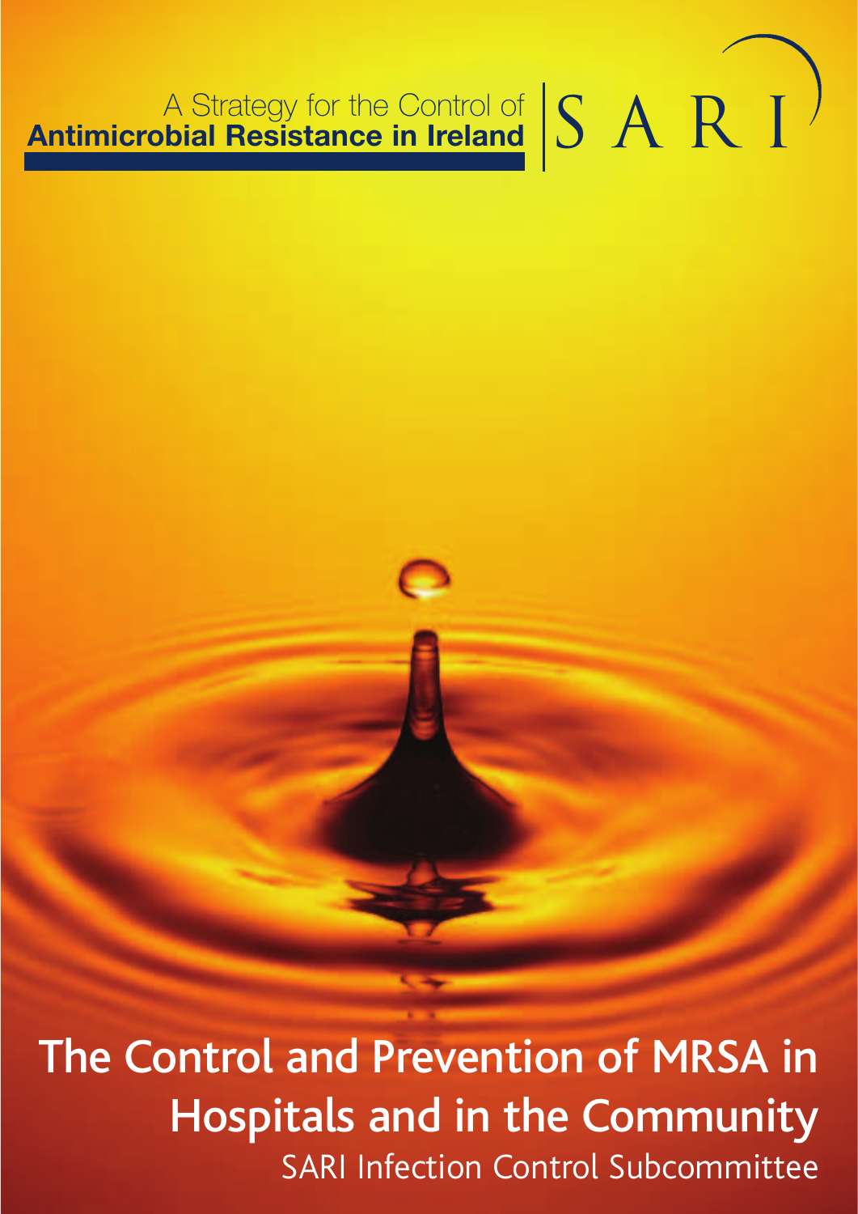A Strategy for the Control of
**Antimicrobial Resistance in Ireland**

SARI

# The Control and Prevention of MRSA in Hospitals and in the Community

SARI Infection Control Subcommittee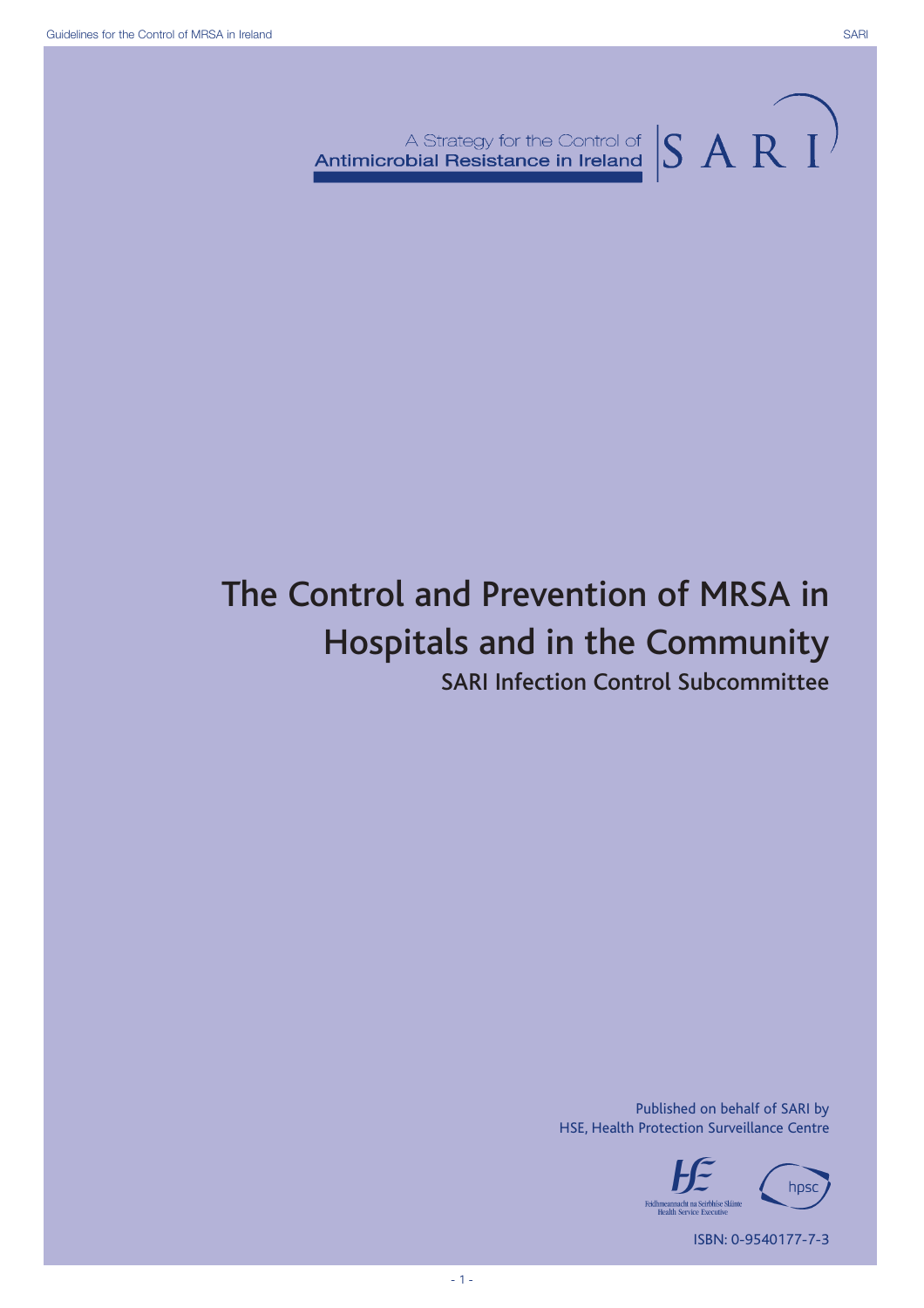A Strategy for the Control of
**Antimicrobial Resistance in Ireland**

SARI

# The Control and Prevention of MRSA in Hospitals and in the Community

## SARI Infection Control Subcommittee

Published on behalf of SARI by
HSE, Health Protection Surveillance Centre

Feidhmeannacht na Seirbhíse Sláinte
Health Service Executive

hpsc

ISBN: 0-9540177-7-3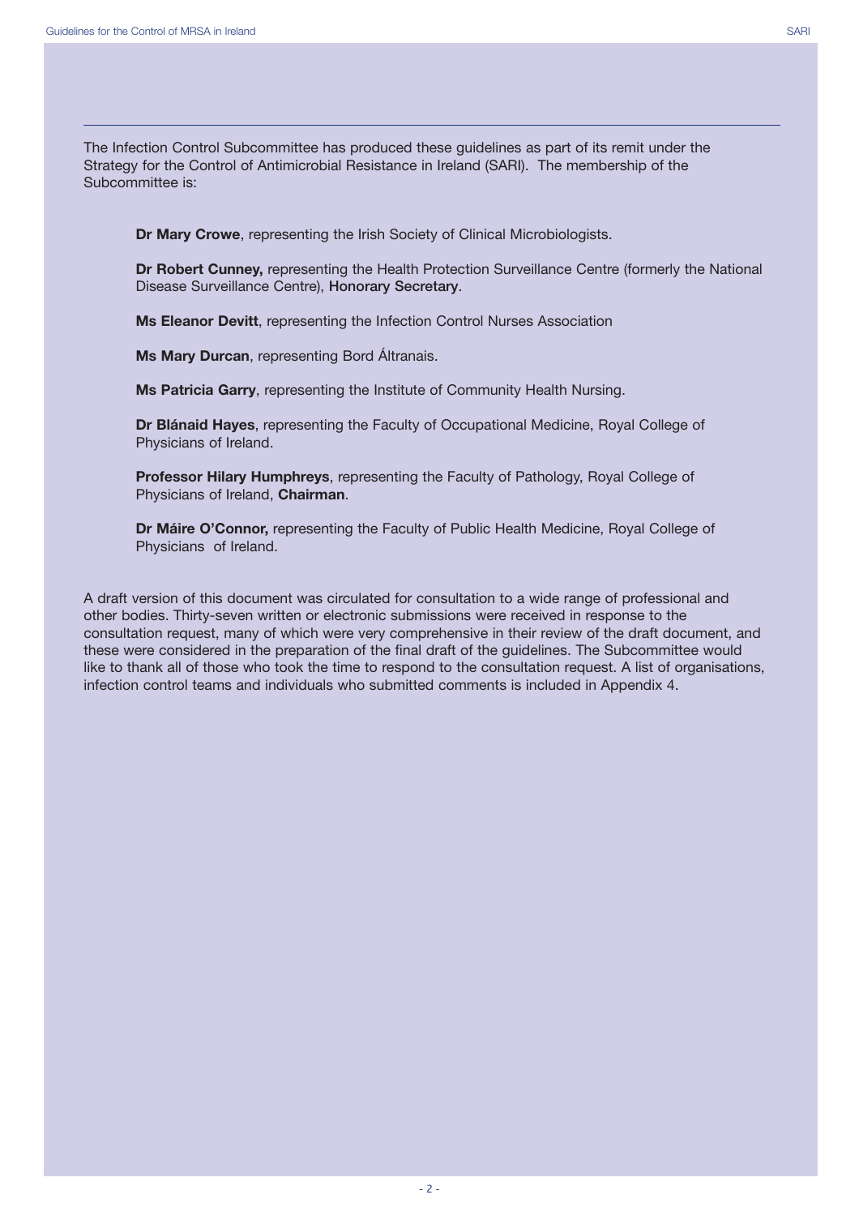The Infection Control Subcommittee has produced these guidelines as part of its remit under the Strategy for the Control of Antimicrobial Resistance in Ireland (SARI). The membership of the Subcommittee is:

**Dr Mary Crowe**, representing the Irish Society of Clinical Microbiologists.

**Dr Robert Cunney,** representing the Health Protection Surveillance Centre (formerly the National Disease Surveillance Centre), **Honorary Secretary**.

**Ms Eleanor Devitt**, representing the Infection Control Nurses Association

**Ms Mary Durcan**, representing Bord Áltranais.

**Ms Patricia Garry**, representing the Institute of Community Health Nursing.

**Dr Blánaid Hayes**, representing the Faculty of Occupational Medicine, Royal College of Physicians of Ireland.

**Professor Hilary Humphreys**, representing the Faculty of Pathology, Royal College of Physicians of Ireland, **Chairman**.

**Dr Máire O'Connor,** representing the Faculty of Public Health Medicine, Royal College of Physicians of Ireland.

A draft version of this document was circulated for consultation to a wide range of professional and other bodies. Thirty-seven written or electronic submissions were received in response to the consultation request, many of which were very comprehensive in their review of the draft document, and these were considered in the preparation of the final draft of the guidelines. The Subcommittee would like to thank all of those who took the time to respond to the consultation request. A list of organisations, infection control teams and individuals who submitted comments is included in Appendix 4.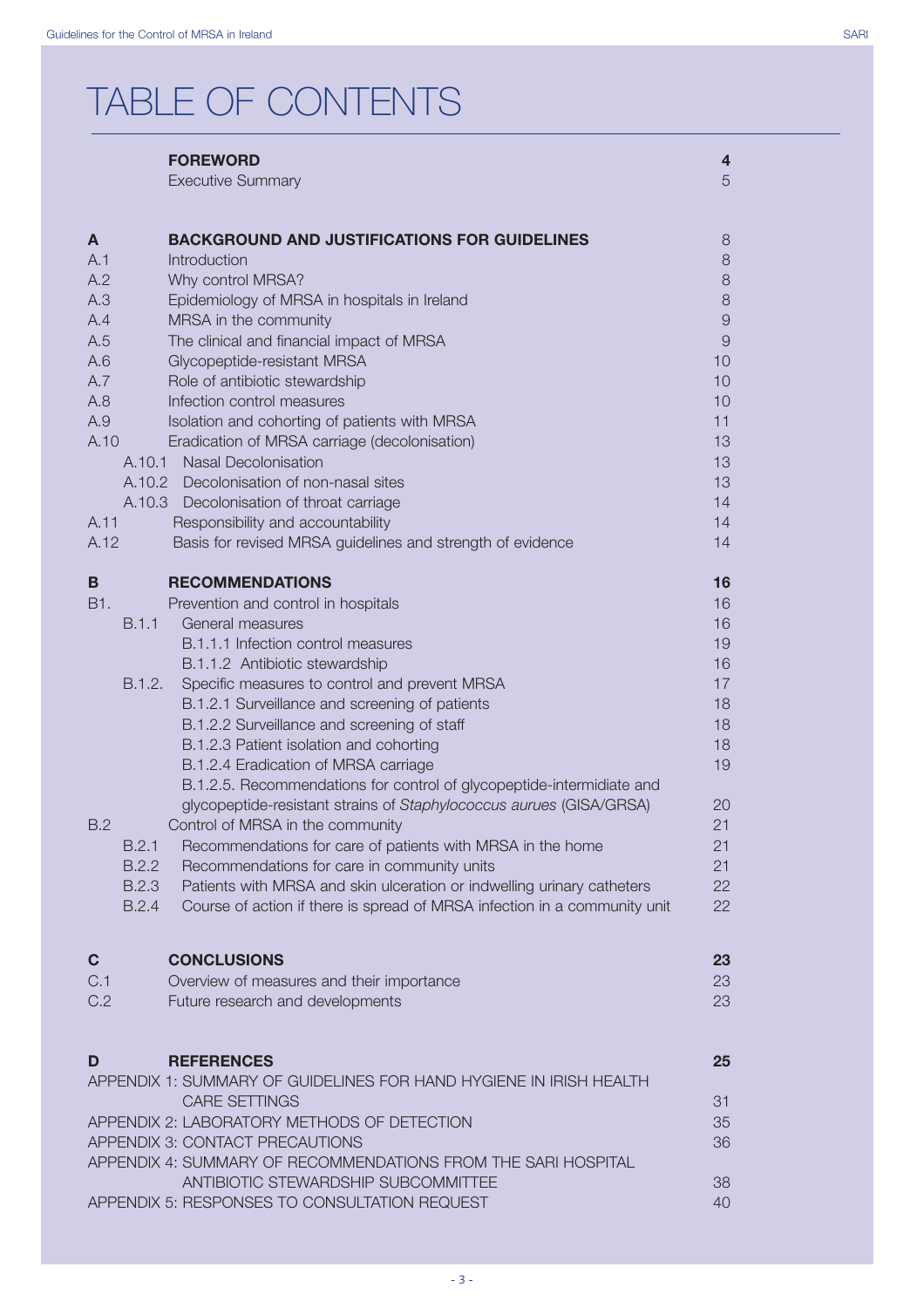# TABLE OF CONTENTS

| | | |
|---|---|---|
| | **FOREWORD** | **4** |
| | Executive Summary | 5 |
| | | |
| **A** | **BACKGROUND AND JUSTIFICATIONS FOR GUIDELINES** | 8 |
| A.1 | Introduction | 8 |
| A.2 | Why control MRSA? | 8 |
| A.3 | Epidemiology of MRSA in hospitals in Ireland | 8 |
| A.4 | MRSA in the community | 9 |
| A.5 | The clinical and financial impact of MRSA | 9 |
| A.6 | Glycopeptide-resistant MRSA | 10 |
| A.7 | Role of antibiotic stewardship | 10 |
| A.8 | Infection control measures | 10 |
| A.9 | Isolation and cohorting of patients with MRSA | 11 |
| A.10 | Eradication of MRSA carriage (decolonisation) | 13 |
| A.10.1 | Nasal Decolonisation | 13 |
| A.10.2 | Decolonisation of non-nasal sites | 13 |
| A.10.3 | Decolonisation of throat carriage | 14 |
| A.11 | Responsibility and accountability | 14 |
| A.12 | Basis for revised MRSA guidelines and strength of evidence | 14 |
| | | |
| **B** | **RECOMMENDATIONS** | **16** |
| B1. | Prevention and control in hospitals | 16 |
| B.1.1 | General measures | 16 |
| | B.1.1.1 Infection control measures | 19 |
| | B.1.1.2 Antibiotic stewardship | 16 |
| B.1.2. | Specific measures to control and prevent MRSA | 17 |
| | B.1.2.1 Surveillance and screening of patients | 18 |
| | B.1.2.2 Surveillance and screening of staff | 18 |
| | B.1.2.3 Patient isolation and cohorting | 18 |
| | B.1.2.4 Eradication of MRSA carriage | 19 |
| | B.1.2.5. Recommendations for control of glycopeptide-intermidiate and glycopeptide-resistant strains of *Staphylococcus aurues* (GISA/GRSA) | 20 |
| B.2 | Control of MRSA in the community | 21 |
| B.2.1 | Recommendations for care of patients with MRSA in the home | 21 |
| B.2.2 | Recommendations for care in community units | 21 |
| B.2.3 | Patients with MRSA and skin ulceration or indwelling urinary catheters | 22 |
| B.2.4 | Course of action if there is spread of MRSA infection in a community unit | 22 |
| | | |
| **C** | **CONCLUSIONS** | **23** |
| C.1 | Overview of measures and their importance | 23 |
| C.2 | Future research and developments | 23 |
| | | |
| **D** | **REFERENCES** | **25** |
| | APPENDIX 1: SUMMARY OF GUIDELINES FOR HAND HYGIENE IN IRISH HEALTH CARE SETTINGS | 31 |
| | APPENDIX 2: LABORATORY METHODS OF DETECTION | 35 |
| | APPENDIX 3: CONTACT PRECAUTIONS | 36 |
| | APPENDIX 4: SUMMARY OF RECOMMENDATIONS FROM THE SARI HOSPITAL ANTIBIOTIC STEWARDSHIP SUBCOMMITTEE | 38 |
| | APPENDIX 5: RESPONSES TO CONSULTATION REQUEST | 40 |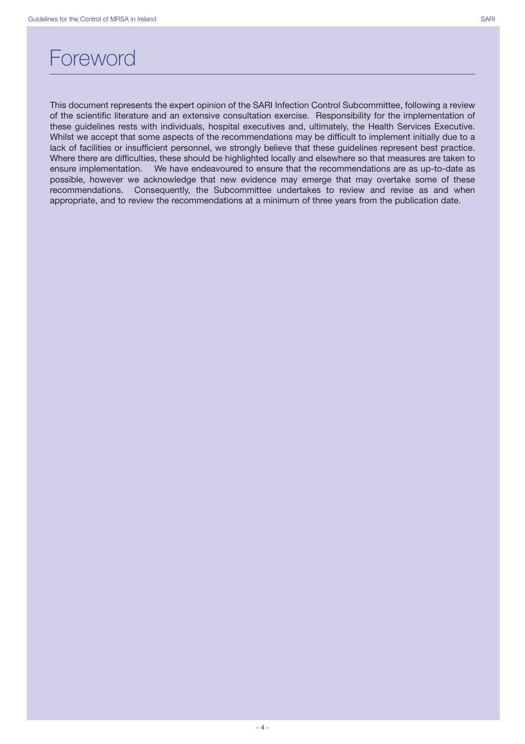# Foreword

This document represents the expert opinion of the SARI Infection Control Subcommittee, following a review of the scientific literature and an extensive consultation exercise. Responsibility for the implementation of these guidelines rests with individuals, hospital executives and, ultimately, the Health Services Executive. Whilst we accept that some aspects of the recommendations may be difficult to implement initially due to a lack of facilities or insufficient personnel, we strongly believe that these guidelines represent best practice. Where there are difficulties, these should be highlighted locally and elsewhere so that measures are taken to ensure implementation. We have endeavoured to ensure that the recommendations are as up-to-date as possible, however we acknowledge that new evidence may emerge that may overtake some of these recommendations. Consequently, the Subcommittee undertakes to review and revise as and when appropriate, and to review the recommendations at a minimum of three years from the publication date.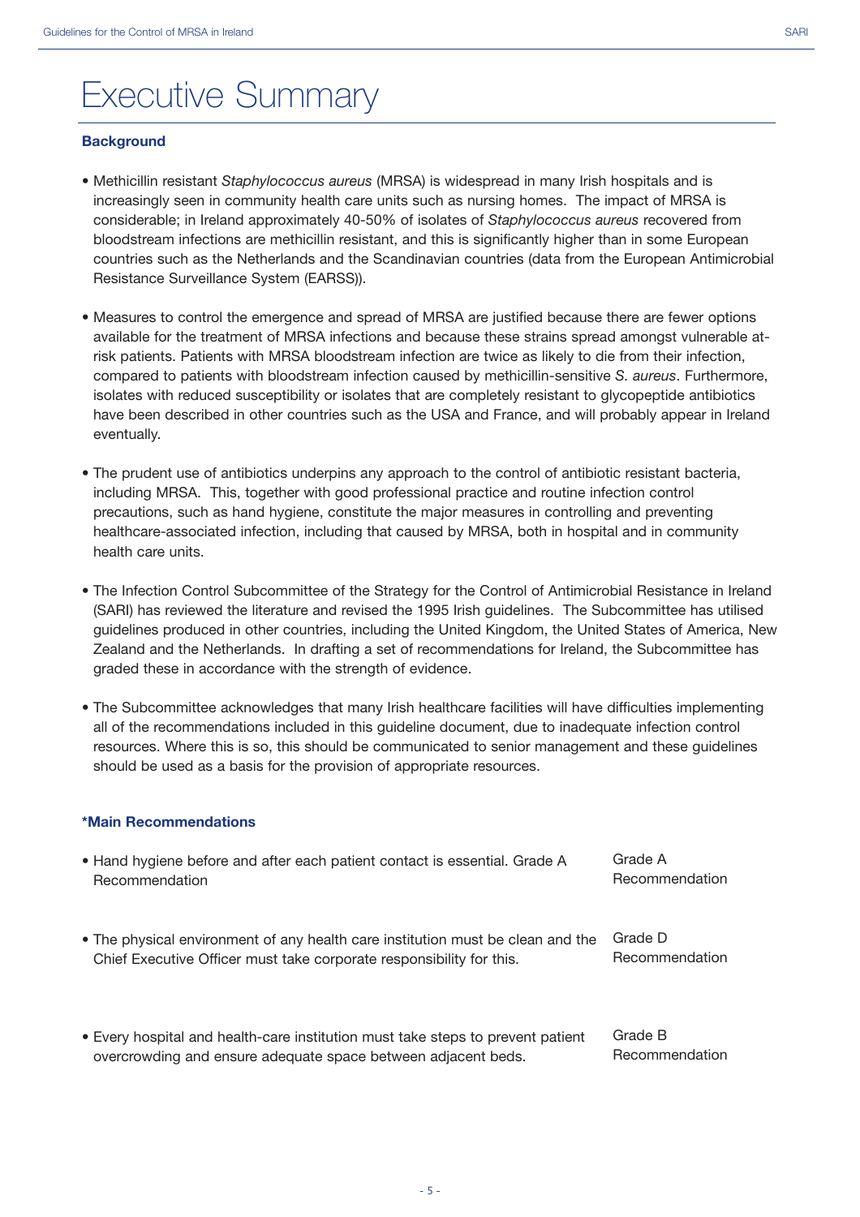# Executive Summary

**Background**

- Methicillin resistant *Staphylococcus aureus* (MRSA) is widespread in many Irish hospitals and is increasingly seen in community health care units such as nursing homes. The impact of MRSA is considerable; in Ireland approximately 40-50% of isolates of *Staphylococcus aureus* recovered from bloodstream infections are methicillin resistant, and this is significantly higher than in some European countries such as the Netherlands and the Scandinavian countries (data from the European Antimicrobial Resistance Surveillance System (EARSS)).

- Measures to control the emergence and spread of MRSA are justified because there are fewer options available for the treatment of MRSA infections and because these strains spread amongst vulnerable at-risk patients. Patients with MRSA bloodstream infection are twice as likely to die from their infection, compared to patients with bloodstream infection caused by methicillin-sensitive *S. aureus*. Furthermore, isolates with reduced susceptibility or isolates that are completely resistant to glycopeptide antibiotics have been described in other countries such as the USA and France, and will probably appear in Ireland eventually.

- The prudent use of antibiotics underpins any approach to the control of antibiotic resistant bacteria, including MRSA. This, together with good professional practice and routine infection control precautions, such as hand hygiene, constitute the major measures in controlling and preventing healthcare-associated infection, including that caused by MRSA, both in hospital and in community health care units.

- The Infection Control Subcommittee of the Strategy for the Control of Antimicrobial Resistance in Ireland (SARI) has reviewed the literature and revised the 1995 Irish guidelines. The Subcommittee has utilised guidelines produced in other countries, including the United Kingdom, the United States of America, New Zealand and the Netherlands. In drafting a set of recommendations for Ireland, the Subcommittee has graded these in accordance with the strength of evidence.

- The Subcommittee acknowledges that many Irish healthcare facilities will have difficulties implementing all of the recommendations included in this guideline document, due to inadequate infection control resources. Where this is so, this should be communicated to senior management and these guidelines should be used as a basis for the provision of appropriate resources.

**\*Main Recommendations**

| Recommendation | Grade |
| --- | --- |
| • Hand hygiene before and after each patient contact is essential. Grade A Recommendation | Grade A Recommendation |
| • The physical environment of any health care institution must be clean and the Chief Executive Officer must take corporate responsibility for this. | Grade D Recommendation |
| • Every hospital and health-care institution must take steps to prevent patient overcrowding and ensure adequate space between adjacent beds. | Grade B Recommendation |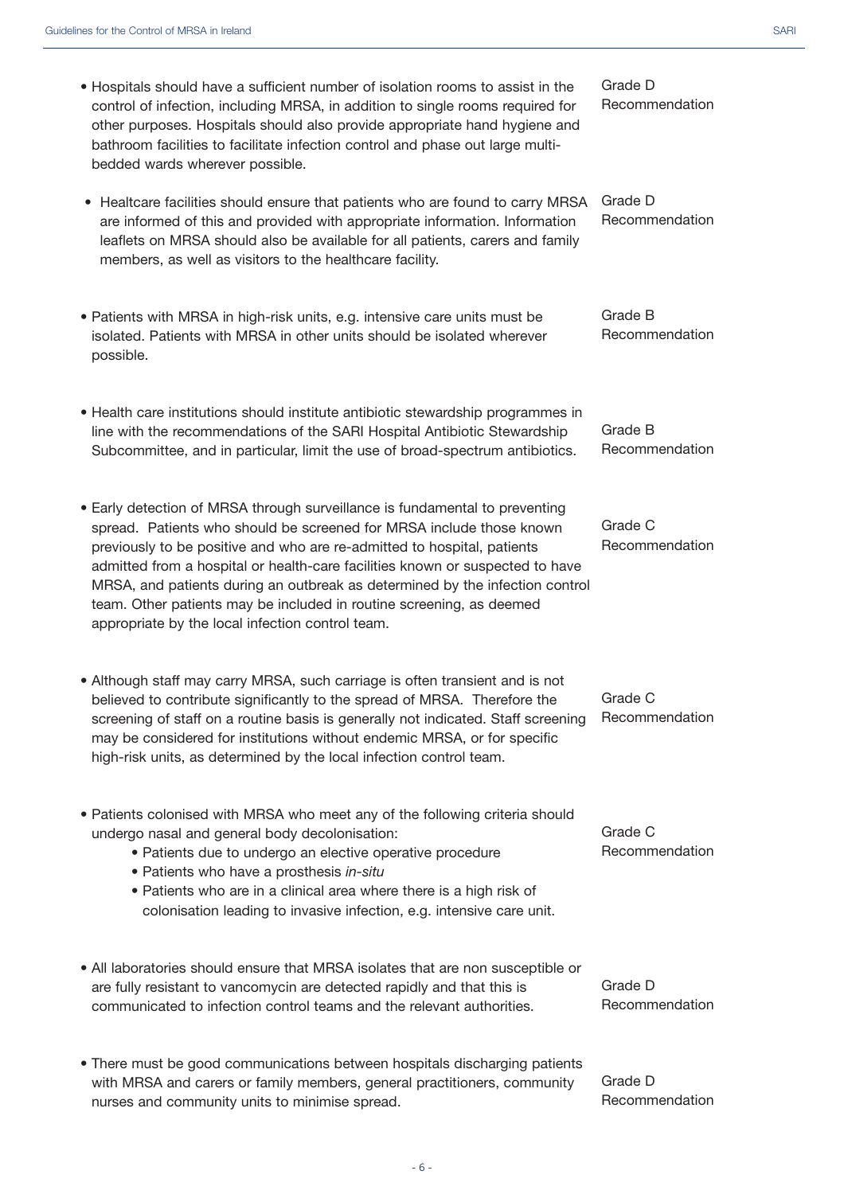- Hospitals should have a sufficient number of isolation rooms to assist in the control of infection, including MRSA, in addition to single rooms required for other purposes. Hospitals should also provide appropriate hand hygiene and bathroom facilities to facilitate infection control and phase out large multi-bedded wards wherever possible. — Grade D Recommendation

- Healthcare facilities should ensure that patients who are found to carry MRSA are informed of this and provided with appropriate information. Information leaflets on MRSA should also be available for all patients, carers and family members, as well as visitors to the healthcare facility. — Grade D Recommendation

- Patients with MRSA in high-risk units, e.g. intensive care units must be isolated. Patients with MRSA in other units should be isolated wherever possible. — Grade B Recommendation

- Health care institutions should institute antibiotic stewardship programmes in line with the recommendations of the SARI Hospital Antibiotic Stewardship Subcommittee, and in particular, limit the use of broad-spectrum antibiotics. — Grade B Recommendation

- Early detection of MRSA through surveillance is fundamental to preventing spread. Patients who should be screened for MRSA include those known previously to be positive and who are re-admitted to hospital, patients admitted from a hospital or health-care facilities known or suspected to have MRSA, and patients during an outbreak as determined by the infection control team. Other patients may be included in routine screening, as deemed appropriate by the local infection control team. — Grade C Recommendation

- Although staff may carry MRSA, such carriage is often transient and is not believed to contribute significantly to the spread of MRSA. Therefore the screening of staff on a routine basis is generally not indicated. Staff screening may be considered for institutions without endemic MRSA, or for specific high-risk units, as determined by the local infection control team. — Grade C Recommendation

- Patients colonised with MRSA who meet any of the following criteria should undergo nasal and general body decolonisation: — Grade C Recommendation
    - Patients due to undergo an elective operative procedure
    - Patients who have a prosthesis *in-situ*
    - Patients who are in a clinical area where there is a high risk of colonisation leading to invasive infection, e.g. intensive care unit.

- All laboratories should ensure that MRSA isolates that are non susceptible or are fully resistant to vancomycin are detected rapidly and that this is communicated to infection control teams and the relevant authorities. — Grade D Recommendation

- There must be good communications between hospitals discharging patients with MRSA and carers or family members, general practitioners, community nurses and community units to minimise spread. — Grade D Recommendation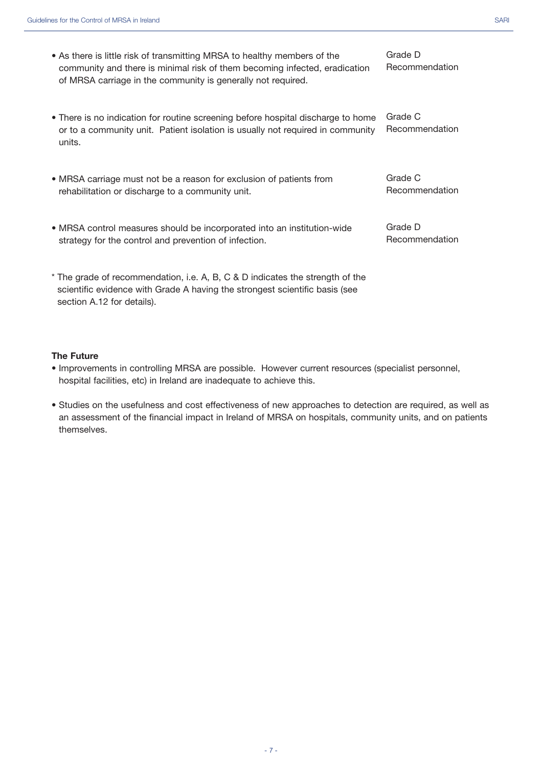- As there is little risk of transmitting MRSA to healthy members of the community and there is minimal risk of them becoming infected, eradication of MRSA carriage in the community is generally not required. — Grade D Recommendation

- There is no indication for routine screening before hospital discharge to home or to a community unit. Patient isolation is usually not required in community units. — Grade C Recommendation

- MRSA carriage must not be a reason for exclusion of patients from rehabilitation or discharge to a community unit. — Grade C Recommendation

- MRSA control measures should be incorporated into an institution-wide strategy for the control and prevention of infection. — Grade D Recommendation

* The grade of recommendation, i.e. A, B, C & D indicates the strength of the scientific evidence with Grade A having the strongest scientific basis (see section A.12 for details).

**The Future**

- Improvements in controlling MRSA are possible. However current resources (specialist personnel, hospital facilities, etc) in Ireland are inadequate to achieve this.

- Studies on the usefulness and cost effectiveness of new approaches to detection are required, as well as an assessment of the financial impact in Ireland of MRSA on hospitals, community units, and on patients themselves.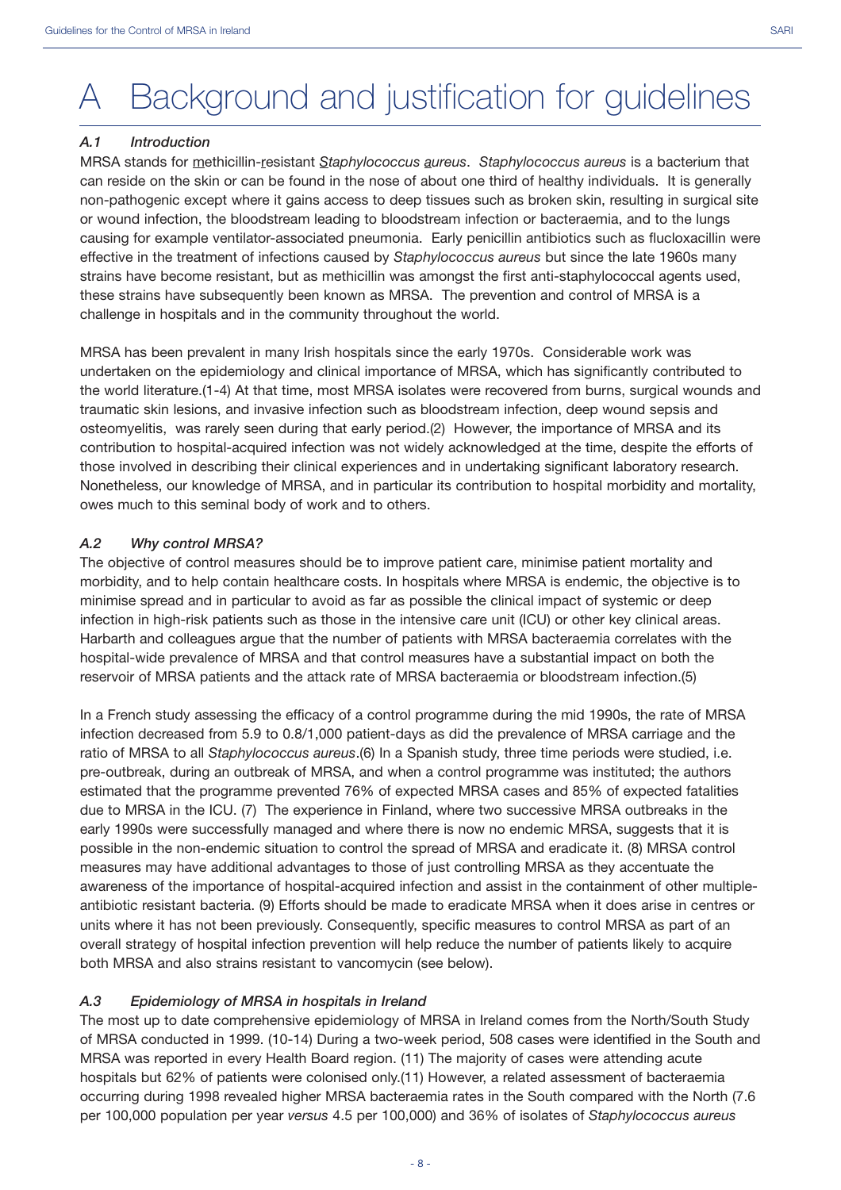# A Background and justification for guidelines

### *A.1 Introduction*

MRSA stands for methicillin-resistant *Staphylococcus aureus*. *Staphylococcus aureus* is a bacterium that can reside on the skin or can be found in the nose of about one third of healthy individuals. It is generally non-pathogenic except where it gains access to deep tissues such as broken skin, resulting in surgical site or wound infection, the bloodstream leading to bloodstream infection or bacteraemia, and to the lungs causing for example ventilator-associated pneumonia. Early penicillin antibiotics such as flucloxacillin were effective in the treatment of infections caused by *Staphylococcus aureus* but since the late 1960s many strains have become resistant, but as methicillin was amongst the first anti-staphylococcal agents used, these strains have subsequently been known as MRSA. The prevention and control of MRSA is a challenge in hospitals and in the community throughout the world.

MRSA has been prevalent in many Irish hospitals since the early 1970s. Considerable work was undertaken on the epidemiology and clinical importance of MRSA, which has significantly contributed to the world literature.(1-4) At that time, most MRSA isolates were recovered from burns, surgical wounds and traumatic skin lesions, and invasive infection such as bloodstream infection, deep wound sepsis and osteomyelitis, was rarely seen during that early period.(2) However, the importance of MRSA and its contribution to hospital-acquired infection was not widely acknowledged at the time, despite the efforts of those involved in describing their clinical experiences and in undertaking significant laboratory research. Nonetheless, our knowledge of MRSA, and in particular its contribution to hospital morbidity and mortality, owes much to this seminal body of work and to others.

### *A.2 Why control MRSA?*

The objective of control measures should be to improve patient care, minimise patient mortality and morbidity, and to help contain healthcare costs. In hospitals where MRSA is endemic, the objective is to minimise spread and in particular to avoid as far as possible the clinical impact of systemic or deep infection in high-risk patients such as those in the intensive care unit (ICU) or other key clinical areas. Harbarth and colleagues argue that the number of patients with MRSA bacteraemia correlates with the hospital-wide prevalence of MRSA and that control measures have a substantial impact on both the reservoir of MRSA patients and the attack rate of MRSA bacteraemia or bloodstream infection.(5)

In a French study assessing the efficacy of a control programme during the mid 1990s, the rate of MRSA infection decreased from 5.9 to 0.8/1,000 patient-days as did the prevalence of MRSA carriage and the ratio of MRSA to all *Staphylococcus aureus*.(6) In a Spanish study, three time periods were studied, i.e. pre-outbreak, during an outbreak of MRSA, and when a control programme was instituted; the authors estimated that the programme prevented 76% of expected MRSA cases and 85% of expected fatalities due to MRSA in the ICU. (7) The experience in Finland, where two successive MRSA outbreaks in the early 1990s were successfully managed and where there is now no endemic MRSA, suggests that it is possible in the non-endemic situation to control the spread of MRSA and eradicate it. (8) MRSA control measures may have additional advantages to those of just controlling MRSA as they accentuate the awareness of the importance of hospital-acquired infection and assist in the containment of other multiple-antibiotic resistant bacteria. (9) Efforts should be made to eradicate MRSA when it does arise in centres or units where it has not been previously. Consequently, specific measures to control MRSA as part of an overall strategy of hospital infection prevention will help reduce the number of patients likely to acquire both MRSA and also strains resistant to vancomycin (see below).

### *A.3 Epidemiology of MRSA in hospitals in Ireland*

The most up to date comprehensive epidemiology of MRSA in Ireland comes from the North/South Study of MRSA conducted in 1999. (10-14) During a two-week period, 508 cases were identified in the South and MRSA was reported in every Health Board region. (11) The majority of cases were attending acute hospitals but 62% of patients were colonised only.(11) However, a related assessment of bacteraemia occurring during 1998 revealed higher MRSA bacteraemia rates in the South compared with the North (7.6 per 100,000 population per year *versus* 4.5 per 100,000) and 36% of isolates of *Staphylococcus aureus*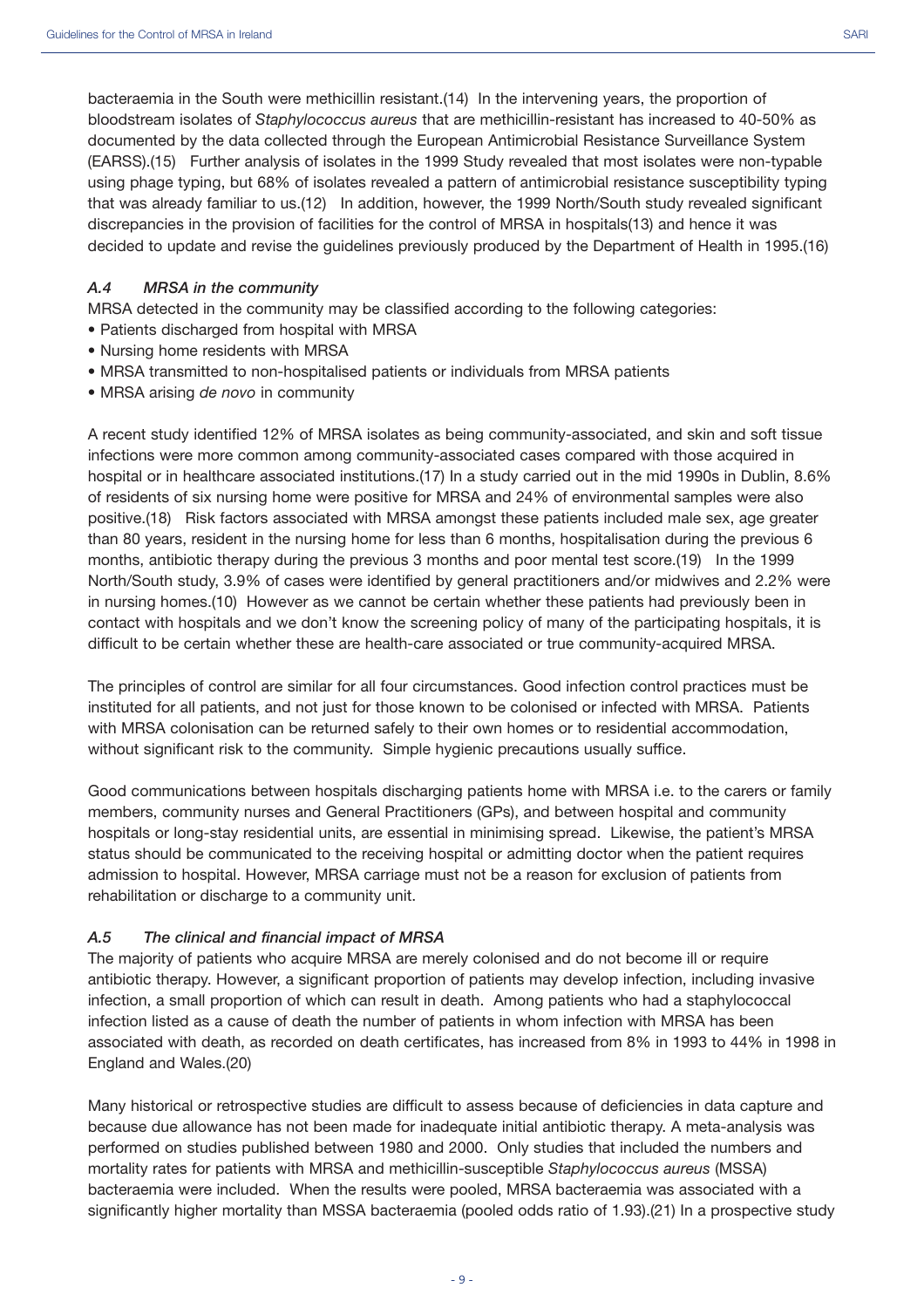bacteraemia in the South were methicillin resistant.(14) In the intervening years, the proportion of bloodstream isolates of *Staphylococcus aureus* that are methicillin-resistant has increased to 40-50% as documented by the data collected through the European Antimicrobial Resistance Surveillance System (EARSS).(15) Further analysis of isolates in the 1999 Study revealed that most isolates were non-typable using phage typing, but 68% of isolates revealed a pattern of antimicrobial resistance susceptibility typing that was already familiar to us.(12) In addition, however, the 1999 North/South study revealed significant discrepancies in the provision of facilities for the control of MRSA in hospitals(13) and hence it was decided to update and revise the guidelines previously produced by the Department of Health in 1995.(16)

### *A.4 MRSA in the community*

MRSA detected in the community may be classified according to the following categories:

- Patients discharged from hospital with MRSA
- Nursing home residents with MRSA
- MRSA transmitted to non-hospitalised patients or individuals from MRSA patients
- MRSA arising *de novo* in community

A recent study identified 12% of MRSA isolates as being community-associated, and skin and soft tissue infections were more common among community-associated cases compared with those acquired in hospital or in healthcare associated institutions.(17) In a study carried out in the mid 1990s in Dublin, 8.6% of residents of six nursing home were positive for MRSA and 24% of environmental samples were also positive.(18) Risk factors associated with MRSA amongst these patients included male sex, age greater than 80 years, resident in the nursing home for less than 6 months, hospitalisation during the previous 6 months, antibiotic therapy during the previous 3 months and poor mental test score.(19) In the 1999 North/South study, 3.9% of cases were identified by general practitioners and/or midwives and 2.2% were in nursing homes.(10) However as we cannot be certain whether these patients had previously been in contact with hospitals and we don't know the screening policy of many of the participating hospitals, it is difficult to be certain whether these are health-care associated or true community-acquired MRSA.

The principles of control are similar for all four circumstances. Good infection control practices must be instituted for all patients, and not just for those known to be colonised or infected with MRSA. Patients with MRSA colonisation can be returned safely to their own homes or to residential accommodation, without significant risk to the community. Simple hygienic precautions usually suffice.

Good communications between hospitals discharging patients home with MRSA i.e. to the carers or family members, community nurses and General Practitioners (GPs), and between hospital and community hospitals or long-stay residential units, are essential in minimising spread. Likewise, the patient's MRSA status should be communicated to the receiving hospital or admitting doctor when the patient requires admission to hospital. However, MRSA carriage must not be a reason for exclusion of patients from rehabilitation or discharge to a community unit.

### *A.5 The clinical and financial impact of MRSA*

The majority of patients who acquire MRSA are merely colonised and do not become ill or require antibiotic therapy. However, a significant proportion of patients may develop infection, including invasive infection, a small proportion of which can result in death. Among patients who had a staphylococcal infection listed as a cause of death the number of patients in whom infection with MRSA has been associated with death, as recorded on death certificates, has increased from 8% in 1993 to 44% in 1998 in England and Wales.(20)

Many historical or retrospective studies are difficult to assess because of deficiencies in data capture and because due allowance has not been made for inadequate initial antibiotic therapy. A meta-analysis was performed on studies published between 1980 and 2000. Only studies that included the numbers and mortality rates for patients with MRSA and methicillin-susceptible *Staphylococcus aureus* (MSSA) bacteraemia were included. When the results were pooled, MRSA bacteraemia was associated with a significantly higher mortality than MSSA bacteraemia (pooled odds ratio of 1.93).(21) In a prospective study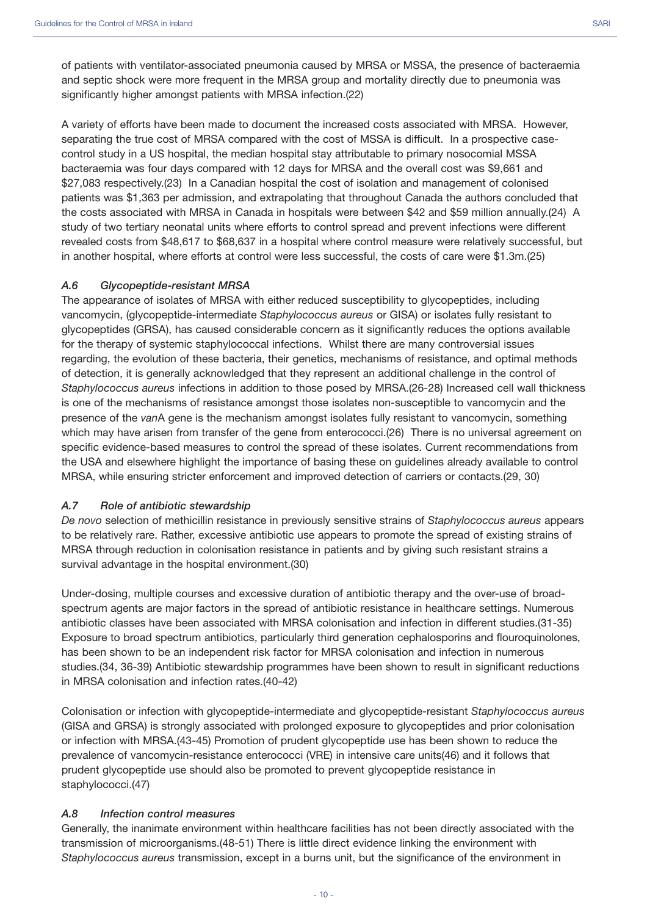of patients with ventilator-associated pneumonia caused by MRSA or MSSA, the presence of bacteraemia and septic shock were more frequent in the MRSA group and mortality directly due to pneumonia was significantly higher amongst patients with MRSA infection.(22)

A variety of efforts have been made to document the increased costs associated with MRSA. However, separating the true cost of MRSA compared with the cost of MSSA is difficult. In a prospective case-control study in a US hospital, the median hospital stay attributable to primary nosocomial MSSA bacteraemia was four days compared with 12 days for MRSA and the overall cost was $9,661 and $27,083 respectively.(23) In a Canadian hospital the cost of isolation and management of colonised patients was $1,363 per admission, and extrapolating that throughout Canada the authors concluded that the costs associated with MRSA in Canada in hospitals were between $42 and $59 million annually.(24) A study of two tertiary neonatal units where efforts to control spread and prevent infections were different revealed costs from $48,617 to $68,637 in a hospital where control measure were relatively successful, but in another hospital, where efforts at control were less successful, the costs of care were $1.3m.(25)

### *A.6 Glycopeptide-resistant MRSA*

The appearance of isolates of MRSA with either reduced susceptibility to glycopeptides, including vancomycin, (glycopeptide-intermediate *Staphylococcus aureus* or GISA) or isolates fully resistant to glycopeptides (GRSA), has caused considerable concern as it significantly reduces the options available for the therapy of systemic staphylococcal infections. Whilst there are many controversial issues regarding, the evolution of these bacteria, their genetics, mechanisms of resistance, and optimal methods of detection, it is generally acknowledged that they represent an additional challenge in the control of *Staphylococcus aureus* infections in addition to those posed by MRSA.(26-28) Increased cell wall thickness is one of the mechanisms of resistance amongst those isolates non-susceptible to vancomycin and the presence of the *van*A gene is the mechanism amongst isolates fully resistant to vancomycin, something which may have arisen from transfer of the gene from enterococci.(26) There is no universal agreement on specific evidence-based measures to control the spread of these isolates. Current recommendations from the USA and elsewhere highlight the importance of basing these on guidelines already available to control MRSA, while ensuring stricter enforcement and improved detection of carriers or contacts.(29, 30)

### *A.7 Role of antibiotic stewardship*

*De novo* selection of methicillin resistance in previously sensitive strains of *Staphylococcus aureus* appears to be relatively rare. Rather, excessive antibiotic use appears to promote the spread of existing strains of MRSA through reduction in colonisation resistance in patients and by giving such resistant strains a survival advantage in the hospital environment.(30)

Under-dosing, multiple courses and excessive duration of antibiotic therapy and the over-use of broad-spectrum agents are major factors in the spread of antibiotic resistance in healthcare settings. Numerous antibiotic classes have been associated with MRSA colonisation and infection in different studies.(31-35) Exposure to broad spectrum antibiotics, particularly third generation cephalosporins and flouroquinolones, has been shown to be an independent risk factor for MRSA colonisation and infection in numerous studies.(34, 36-39) Antibiotic stewardship programmes have been shown to result in significant reductions in MRSA colonisation and infection rates.(40-42)

Colonisation or infection with glycopeptide-intermediate and glycopeptide-resistant *Staphylococcus aureus* (GISA and GRSA) is strongly associated with prolonged exposure to glycopeptides and prior colonisation or infection with MRSA.(43-45) Promotion of prudent glycopeptide use has been shown to reduce the prevalence of vancomycin-resistance enterococci (VRE) in intensive care units(46) and it follows that prudent glycopeptide use should also be promoted to prevent glycopeptide resistance in staphylococci.(47)

### *A.8 Infection control measures*

Generally, the inanimate environment within healthcare facilities has not been directly associated with the transmission of microorganisms.(48-51) There is little direct evidence linking the environment with *Staphylococcus aureus* transmission, except in a burns unit, but the significance of the environment in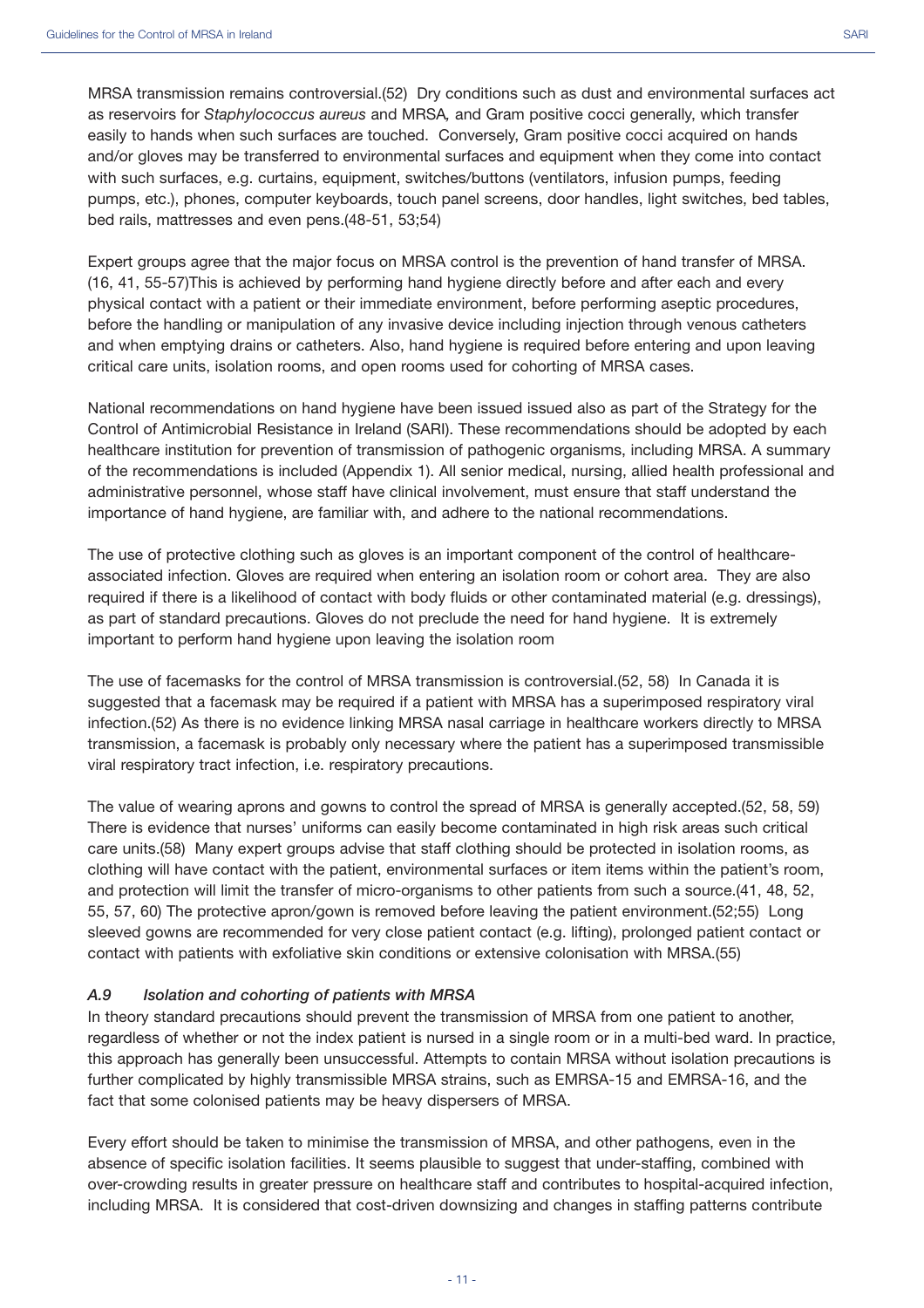MRSA transmission remains controversial.(52) Dry conditions such as dust and environmental surfaces act as reservoirs for *Staphylococcus aureus* and MRSA, and Gram positive cocci generally, which transfer easily to hands when such surfaces are touched. Conversely, Gram positive cocci acquired on hands and/or gloves may be transferred to environmental surfaces and equipment when they come into contact with such surfaces, e.g. curtains, equipment, switches/buttons (ventilators, infusion pumps, feeding pumps, etc.), phones, computer keyboards, touch panel screens, door handles, light switches, bed tables, bed rails, mattresses and even pens.(48-51, 53;54)

Expert groups agree that the major focus on MRSA control is the prevention of hand transfer of MRSA. (16, 41, 55-57)This is achieved by performing hand hygiene directly before and after each and every physical contact with a patient or their immediate environment, before performing aseptic procedures, before the handling or manipulation of any invasive device including injection through venous catheters and when emptying drains or catheters. Also, hand hygiene is required before entering and upon leaving critical care units, isolation rooms, and open rooms used for cohorting of MRSA cases.

National recommendations on hand hygiene have been issued issued also as part of the Strategy for the Control of Antimicrobial Resistance in Ireland (SARI). These recommendations should be adopted by each healthcare institution for prevention of transmission of pathogenic organisms, including MRSA. A summary of the recommendations is included (Appendix 1). All senior medical, nursing, allied health professional and administrative personnel, whose staff have clinical involvement, must ensure that staff understand the importance of hand hygiene, are familiar with, and adhere to the national recommendations.

The use of protective clothing such as gloves is an important component of the control of healthcare-associated infection. Gloves are required when entering an isolation room or cohort area. They are also required if there is a likelihood of contact with body fluids or other contaminated material (e.g. dressings), as part of standard precautions. Gloves do not preclude the need for hand hygiene. It is extremely important to perform hand hygiene upon leaving the isolation room

The use of facemasks for the control of MRSA transmission is controversial.(52, 58) In Canada it is suggested that a facemask may be required if a patient with MRSA has a superimposed respiratory viral infection.(52) As there is no evidence linking MRSA nasal carriage in healthcare workers directly to MRSA transmission, a facemask is probably only necessary where the patient has a superimposed transmissible viral respiratory tract infection, i.e. respiratory precautions.

The value of wearing aprons and gowns to control the spread of MRSA is generally accepted.(52, 58, 59) There is evidence that nurses' uniforms can easily become contaminated in high risk areas such critical care units.(58) Many expert groups advise that staff clothing should be protected in isolation rooms, as clothing will have contact with the patient, environmental surfaces or item items within the patient's room, and protection will limit the transfer of micro-organisms to other patients from such a source.(41, 48, 52, 55, 57, 60) The protective apron/gown is removed before leaving the patient environment.(52;55) Long sleeved gowns are recommended for very close patient contact (e.g. lifting), prolonged patient contact or contact with patients with exfoliative skin conditions or extensive colonisation with MRSA.(55)

### *A.9 Isolation and cohorting of patients with MRSA*

In theory standard precautions should prevent the transmission of MRSA from one patient to another, regardless of whether or not the index patient is nursed in a single room or in a multi-bed ward. In practice, this approach has generally been unsuccessful. Attempts to contain MRSA without isolation precautions is further complicated by highly transmissible MRSA strains, such as EMRSA-15 and EMRSA-16, and the fact that some colonised patients may be heavy dispersers of MRSA.

Every effort should be taken to minimise the transmission of MRSA, and other pathogens, even in the absence of specific isolation facilities. It seems plausible to suggest that under-staffing, combined with over-crowding results in greater pressure on healthcare staff and contributes to hospital-acquired infection, including MRSA. It is considered that cost-driven downsizing and changes in staffing patterns contribute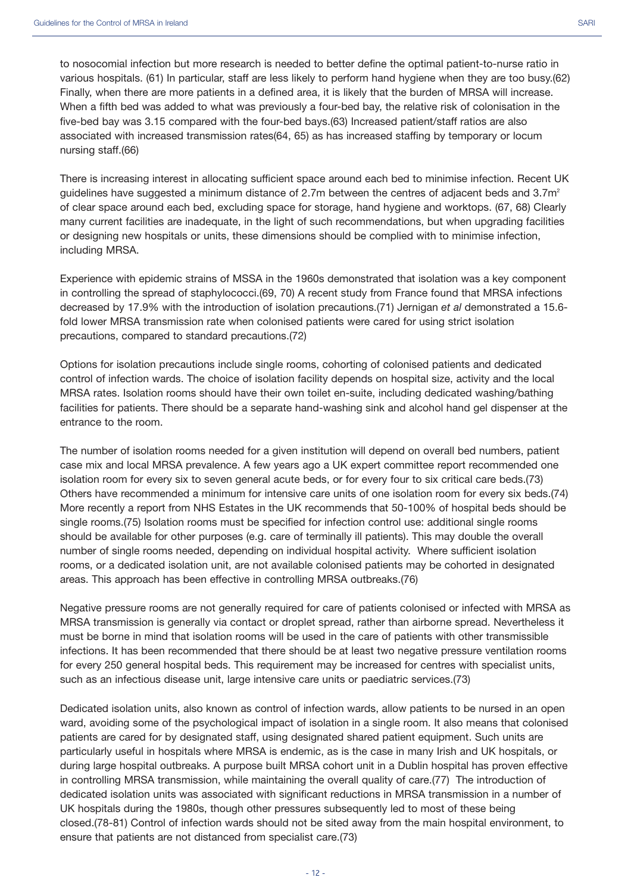to nosocomial infection but more research is needed to better define the optimal patient-to-nurse ratio in various hospitals. (61) In particular, staff are less likely to perform hand hygiene when they are too busy.(62) Finally, when there are more patients in a defined area, it is likely that the burden of MRSA will increase. When a fifth bed was added to what was previously a four-bed bay, the relative risk of colonisation in the five-bed bay was 3.15 compared with the four-bed bays.(63) Increased patient/staff ratios are also associated with increased transmission rates(64, 65) as has increased staffing by temporary or locum nursing staff.(66)

There is increasing interest in allocating sufficient space around each bed to minimise infection. Recent UK guidelines have suggested a minimum distance of 2.7m between the centres of adjacent beds and $3.7m^2$ of clear space around each bed, excluding space for storage, hand hygiene and worktops. (67, 68) Clearly many current facilities are inadequate, in the light of such recommendations, but when upgrading facilities or designing new hospitals or units, these dimensions should be complied with to minimise infection, including MRSA.

Experience with epidemic strains of MSSA in the 1960s demonstrated that isolation was a key component in controlling the spread of staphylococci.(69, 70) A recent study from France found that MRSA infections decreased by 17.9% with the introduction of isolation precautions.(71) Jernigan *et al* demonstrated a 15.6-fold lower MRSA transmission rate when colonised patients were cared for using strict isolation precautions, compared to standard precautions.(72)

Options for isolation precautions include single rooms, cohorting of colonised patients and dedicated control of infection wards. The choice of isolation facility depends on hospital size, activity and the local MRSA rates. Isolation rooms should have their own toilet en-suite, including dedicated washing/bathing facilities for patients. There should be a separate hand-washing sink and alcohol hand gel dispenser at the entrance to the room.

The number of isolation rooms needed for a given institution will depend on overall bed numbers, patient case mix and local MRSA prevalence. A few years ago a UK expert committee report recommended one isolation room for every six to seven general acute beds, or for every four to six critical care beds.(73) Others have recommended a minimum for intensive care units of one isolation room for every six beds.(74) More recently a report from NHS Estates in the UK recommends that 50-100% of hospital beds should be single rooms.(75) Isolation rooms must be specified for infection control use: additional single rooms should be available for other purposes (e.g. care of terminally ill patients). This may double the overall number of single rooms needed, depending on individual hospital activity. Where sufficient isolation rooms, or a dedicated isolation unit, are not available colonised patients may be cohorted in designated areas. This approach has been effective in controlling MRSA outbreaks.(76)

Negative pressure rooms are not generally required for care of patients colonised or infected with MRSA as MRSA transmission is generally via contact or droplet spread, rather than airborne spread. Nevertheless it must be borne in mind that isolation rooms will be used in the care of patients with other transmissible infections. It has been recommended that there should be at least two negative pressure ventilation rooms for every 250 general hospital beds. This requirement may be increased for centres with specialist units, such as an infectious disease unit, large intensive care units or paediatric services.(73)

Dedicated isolation units, also known as control of infection wards, allow patients to be nursed in an open ward, avoiding some of the psychological impact of isolation in a single room. It also means that colonised patients are cared for by designated staff, using designated shared patient equipment. Such units are particularly useful in hospitals where MRSA is endemic, as is the case in many Irish and UK hospitals, or during large hospital outbreaks. A purpose built MRSA cohort unit in a Dublin hospital has proven effective in controlling MRSA transmission, while maintaining the overall quality of care.(77) The introduction of dedicated isolation units was associated with significant reductions in MRSA transmission in a number of UK hospitals during the 1980s, though other pressures subsequently led to most of these being closed.(78-81) Control of infection wards should not be sited away from the main hospital environment, to ensure that patients are not distanced from specialist care.(73)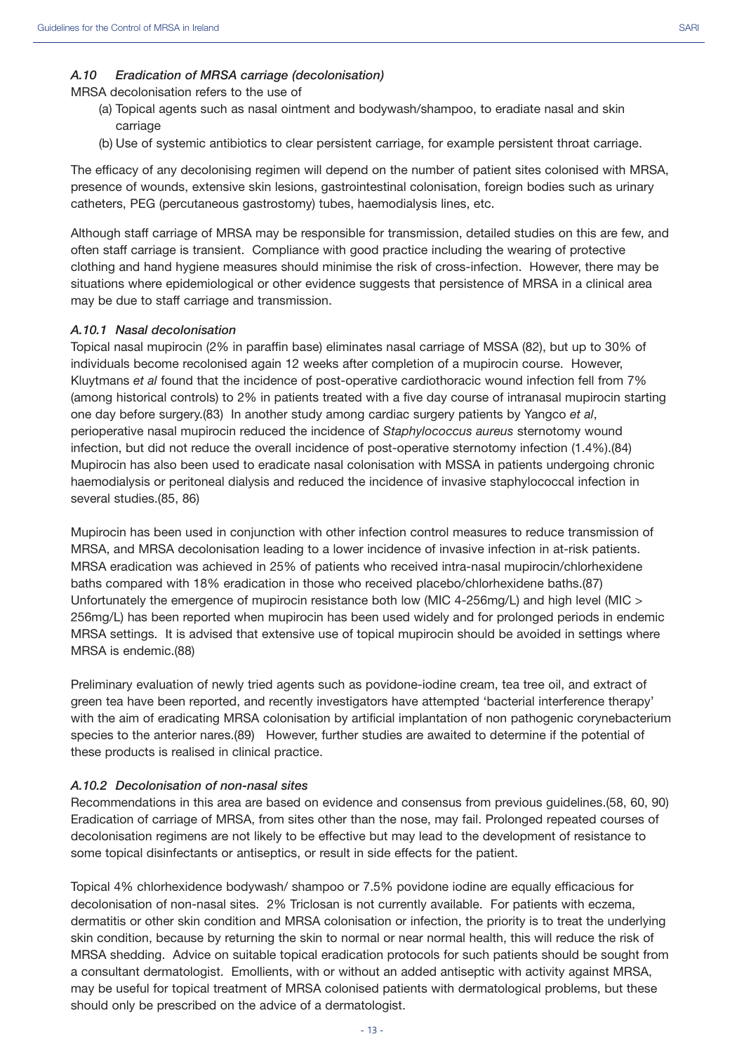### *A.10 Eradication of MRSA carriage (decolonisation)*

MRSA decolonisation refers to the use of

(a) Topical agents such as nasal ointment and bodywash/shampoo, to eradiate nasal and skin carriage

(b) Use of systemic antibiotics to clear persistent carriage, for example persistent throat carriage.

The efficacy of any decolonising regimen will depend on the number of patient sites colonised with MRSA, presence of wounds, extensive skin lesions, gastrointestinal colonisation, foreign bodies such as urinary catheters, PEG (percutaneous gastrostomy) tubes, haemodialysis lines, etc.

Although staff carriage of MRSA may be responsible for transmission, detailed studies on this are few, and often staff carriage is transient. Compliance with good practice including the wearing of protective clothing and hand hygiene measures should minimise the risk of cross-infection. However, there may be situations where epidemiological or other evidence suggests that persistence of MRSA in a clinical area may be due to staff carriage and transmission.

#### *A.10.1 Nasal decolonisation*

Topical nasal mupirocin (2% in paraffin base) eliminates nasal carriage of MSSA (82), but up to 30% of individuals become recolonised again 12 weeks after completion of a mupirocin course. However, Kluytmans *et al* found that the incidence of post-operative cardiothoracic wound infection fell from 7% (among historical controls) to 2% in patients treated with a five day course of intranasal mupirocin starting one day before surgery.(83) In another study among cardiac surgery patients by Yangco *et al*, perioperative nasal mupirocin reduced the incidence of *Staphylococcus aureus* sternotomy wound infection, but did not reduce the overall incidence of post-operative sternotomy infection (1.4%).(84) Mupirocin has also been used to eradicate nasal colonisation with MSSA in patients undergoing chronic haemodialysis or peritoneal dialysis and reduced the incidence of invasive staphylococcal infection in several studies.(85, 86)

Mupirocin has been used in conjunction with other infection control measures to reduce transmission of MRSA, and MRSA decolonisation leading to a lower incidence of invasive infection in at-risk patients. MRSA eradication was achieved in 25% of patients who received intra-nasal mupirocin/chlorhexidene baths compared with 18% eradication in those who received placebo/chlorhexidene baths.(87) Unfortunately the emergence of mupirocin resistance both low (MIC 4-256mg/L) and high level (MIC > 256mg/L) has been reported when mupirocin has been used widely and for prolonged periods in endemic MRSA settings. It is advised that extensive use of topical mupirocin should be avoided in settings where MRSA is endemic.(88)

Preliminary evaluation of newly tried agents such as povidone-iodine cream, tea tree oil, and extract of green tea have been reported, and recently investigators have attempted 'bacterial interference therapy' with the aim of eradicating MRSA colonisation by artificial implantation of non pathogenic corynebacterium species to the anterior nares.(89) However, further studies are awaited to determine if the potential of these products is realised in clinical practice.

#### *A.10.2 Decolonisation of non-nasal sites*

Recommendations in this area are based on evidence and consensus from previous guidelines.(58, 60, 90) Eradication of carriage of MRSA, from sites other than the nose, may fail. Prolonged repeated courses of decolonisation regimens are not likely to be effective but may lead to the development of resistance to some topical disinfectants or antiseptics, or result in side effects for the patient.

Topical 4% chlorhexidence bodywash/ shampoo or 7.5% povidone iodine are equally efficacious for decolonisation of non-nasal sites. 2% Triclosan is not currently available. For patients with eczema, dermatitis or other skin condition and MRSA colonisation or infection, the priority is to treat the underlying skin condition, because by returning the skin to normal or near normal health, this will reduce the risk of MRSA shedding. Advice on suitable topical eradication protocols for such patients should be sought from a consultant dermatologist. Emollients, with or without an added antiseptic with activity against MRSA, may be useful for topical treatment of MRSA colonised patients with dermatological problems, but these should only be prescribed on the advice of a dermatologist.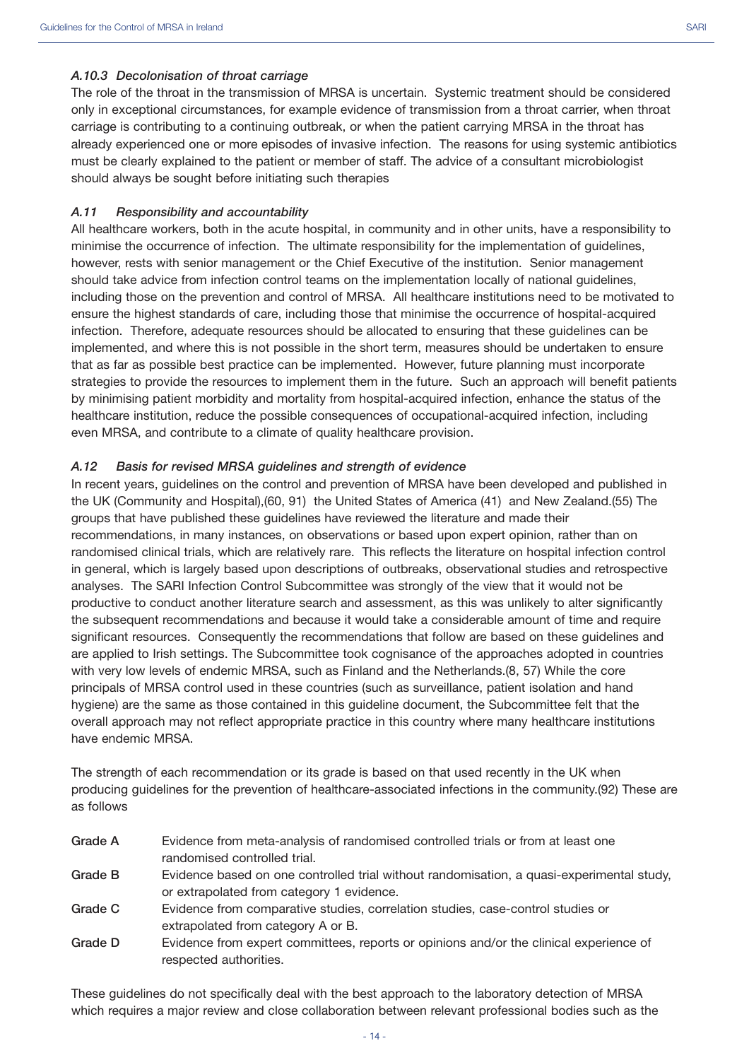### *A.10.3 Decolonisation of throat carriage*

The role of the throat in the transmission of MRSA is uncertain. Systemic treatment should be considered only in exceptional circumstances, for example evidence of transmission from a throat carrier, when throat carriage is contributing to a continuing outbreak, or when the patient carrying MRSA in the throat has already experienced one or more episodes of invasive infection. The reasons for using systemic antibiotics must be clearly explained to the patient or member of staff. The advice of a consultant microbiologist should always be sought before initiating such therapies

### *A.11 Responsibility and accountability*

All healthcare workers, both in the acute hospital, in community and in other units, have a responsibility to minimise the occurrence of infection. The ultimate responsibility for the implementation of guidelines, however, rests with senior management or the Chief Executive of the institution. Senior management should take advice from infection control teams on the implementation locally of national guidelines, including those on the prevention and control of MRSA. All healthcare institutions need to be motivated to ensure the highest standards of care, including those that minimise the occurrence of hospital-acquired infection. Therefore, adequate resources should be allocated to ensuring that these guidelines can be implemented, and where this is not possible in the short term, measures should be undertaken to ensure that as far as possible best practice can be implemented. However, future planning must incorporate strategies to provide the resources to implement them in the future. Such an approach will benefit patients by minimising patient morbidity and mortality from hospital-acquired infection, enhance the status of the healthcare institution, reduce the possible consequences of occupational-acquired infection, including even MRSA, and contribute to a climate of quality healthcare provision.

### *A.12 Basis for revised MRSA guidelines and strength of evidence*

In recent years, guidelines on the control and prevention of MRSA have been developed and published in the UK (Community and Hospital),(60, 91) the United States of America (41) and New Zealand.(55) The groups that have published these guidelines have reviewed the literature and made their recommendations, in many instances, on observations or based upon expert opinion, rather than on randomised clinical trials, which are relatively rare. This reflects the literature on hospital infection control in general, which is largely based upon descriptions of outbreaks, observational studies and retrospective analyses. The SARI Infection Control Subcommittee was strongly of the view that it would not be productive to conduct another literature search and assessment, as this was unlikely to alter significantly the subsequent recommendations and because it would take a considerable amount of time and require significant resources. Consequently the recommendations that follow are based on these guidelines and are applied to Irish settings. The Subcommittee took cognisance of the approaches adopted in countries with very low levels of endemic MRSA, such as Finland and the Netherlands.(8, 57) While the core principals of MRSA control used in these countries (such as surveillance, patient isolation and hand hygiene) are the same as those contained in this guideline document, the Subcommittee felt that the overall approach may not reflect appropriate practice in this country where many healthcare institutions have endemic MRSA.

The strength of each recommendation or its grade is based on that used recently in the UK when producing guidelines for the prevention of healthcare-associated infections in the community.(92) These are as follows

| | |
|---|---|
| **Grade A** | Evidence from meta-analysis of randomised controlled trials or from at least one randomised controlled trial. |
| **Grade B** | Evidence based on one controlled trial without randomisation, a quasi-experimental study, or extrapolated from category 1 evidence. |
| **Grade C** | Evidence from comparative studies, correlation studies, case-control studies or extrapolated from category A or B. |
| **Grade D** | Evidence from expert committees, reports or opinions and/or the clinical experience of respected authorities. |

These guidelines do not specifically deal with the best approach to the laboratory detection of MRSA which requires a major review and close collaboration between relevant professional bodies such as the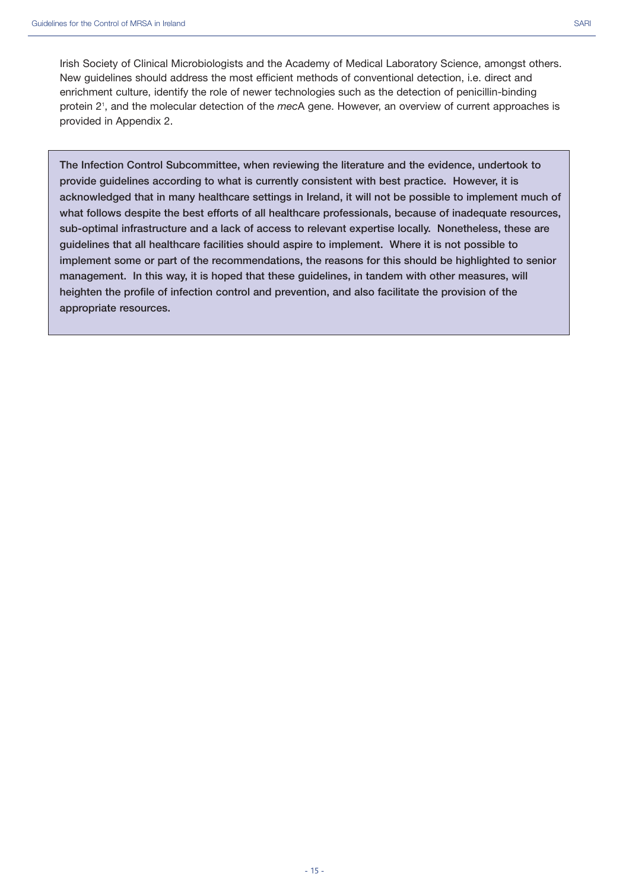Irish Society of Clinical Microbiologists and the Academy of Medical Laboratory Science, amongst others. New guidelines should address the most efficient methods of conventional detection, i.e. direct and enrichment culture, identify the role of newer technologies such as the detection of penicillin-binding protein 2[1], and the molecular detection of the *mec*A gene. However, an overview of current approaches is provided in Appendix 2.

**The Infection Control Subcommittee, when reviewing the literature and the evidence, undertook to provide guidelines according to what is currently consistent with best practice. However, it is acknowledged that in many healthcare settings in Ireland, it will not be possible to implement much of what follows despite the best efforts of all healthcare professionals, because of inadequate resources, sub-optimal infrastructure and a lack of access to relevant expertise locally. Nonetheless, these are guidelines that all healthcare facilities should aspire to implement. Where it is not possible to implement some or part of the recommendations, the reasons for this should be highlighted to senior management. In this way, it is hoped that these guidelines, in tandem with other measures, will heighten the profile of infection control and prevention, and also facilitate the provision of the appropriate resources.**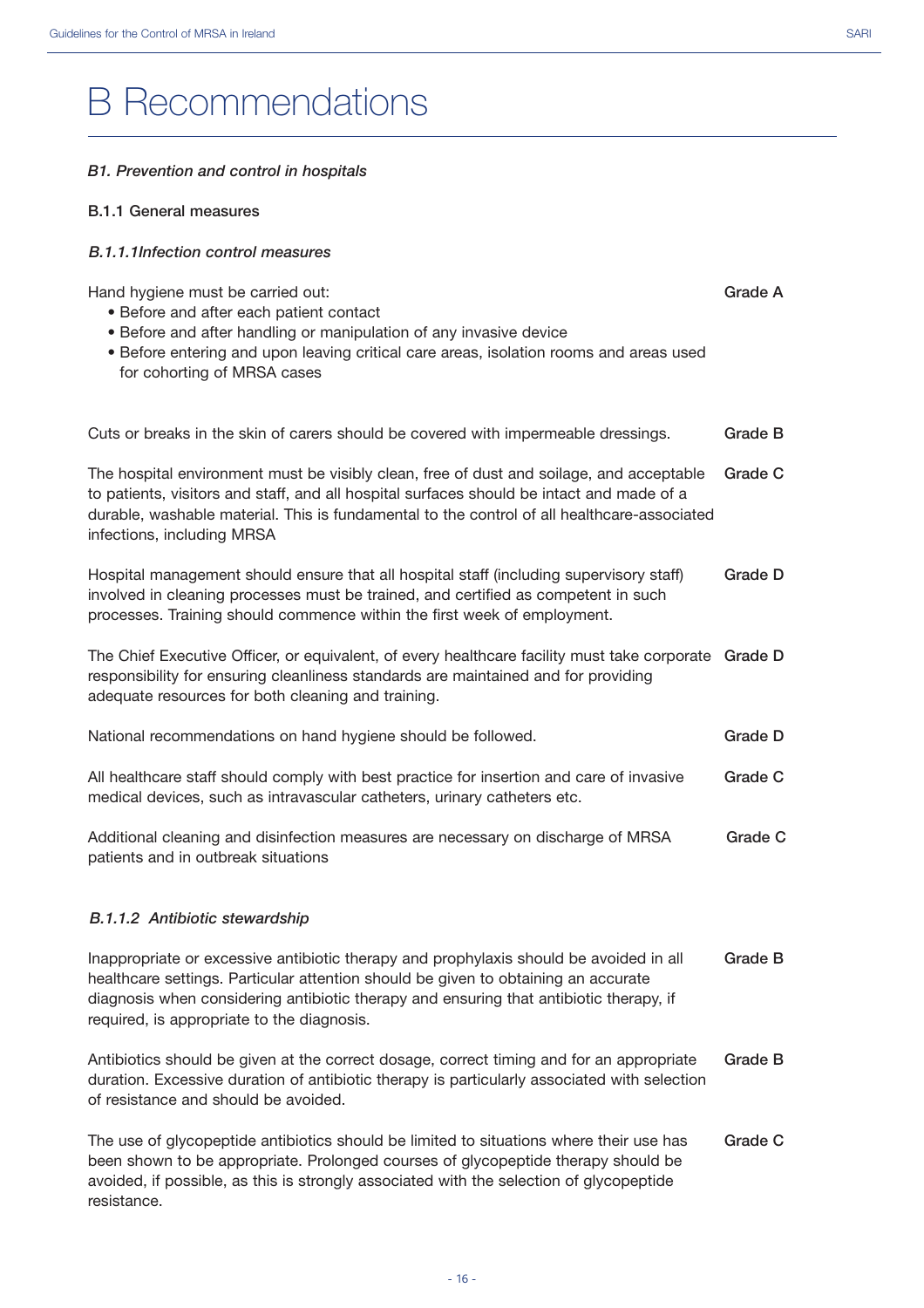# B Recommendations

### *B1. Prevention and control in hospitals*

#### B.1.1 General measures

##### *B.1.1.1Infection control measures*

Hand hygiene must be carried out: **Grade A**

- Before and after each patient contact
- Before and after handling or manipulation of any invasive device
- Before entering and upon leaving critical care areas, isolation rooms and areas used for cohorting of MRSA cases

Cuts or breaks in the skin of carers should be covered with impermeable dressings. **Grade B**

The hospital environment must be visibly clean, free of dust and soilage, and acceptable to patients, visitors and staff, and all hospital surfaces should be intact and made of a durable, washable material. This is fundamental to the control of all healthcare-associated infections, including MRSA **Grade C**

Hospital management should ensure that all hospital staff (including supervisory staff) involved in cleaning processes must be trained, and certified as competent in such processes. Training should commence within the first week of employment. **Grade D**

The Chief Executive Officer, or equivalent, of every healthcare facility must take corporate responsibility for ensuring cleanliness standards are maintained and for providing adequate resources for both cleaning and training. **Grade D**

National recommendations on hand hygiene should be followed. **Grade D**

All healthcare staff should comply with best practice for insertion and care of invasive medical devices, such as intravascular catheters, urinary catheters etc. **Grade C**

Additional cleaning and disinfection measures are necessary on discharge of MRSA patients and in outbreak situations **Grade C**

##### *B.1.1.2 Antibiotic stewardship*

Inappropriate or excessive antibiotic therapy and prophylaxis should be avoided in all healthcare settings. Particular attention should be given to obtaining an accurate diagnosis when considering antibiotic therapy and ensuring that antibiotic therapy, if required, is appropriate to the diagnosis. **Grade B**

Antibiotics should be given at the correct dosage, correct timing and for an appropriate duration. Excessive duration of antibiotic therapy is particularly associated with selection of resistance and should be avoided. **Grade B**

The use of glycopeptide antibiotics should be limited to situations where their use has been shown to be appropriate. Prolonged courses of glycopeptide therapy should be avoided, if possible, as this is strongly associated with the selection of glycopeptide resistance. **Grade C**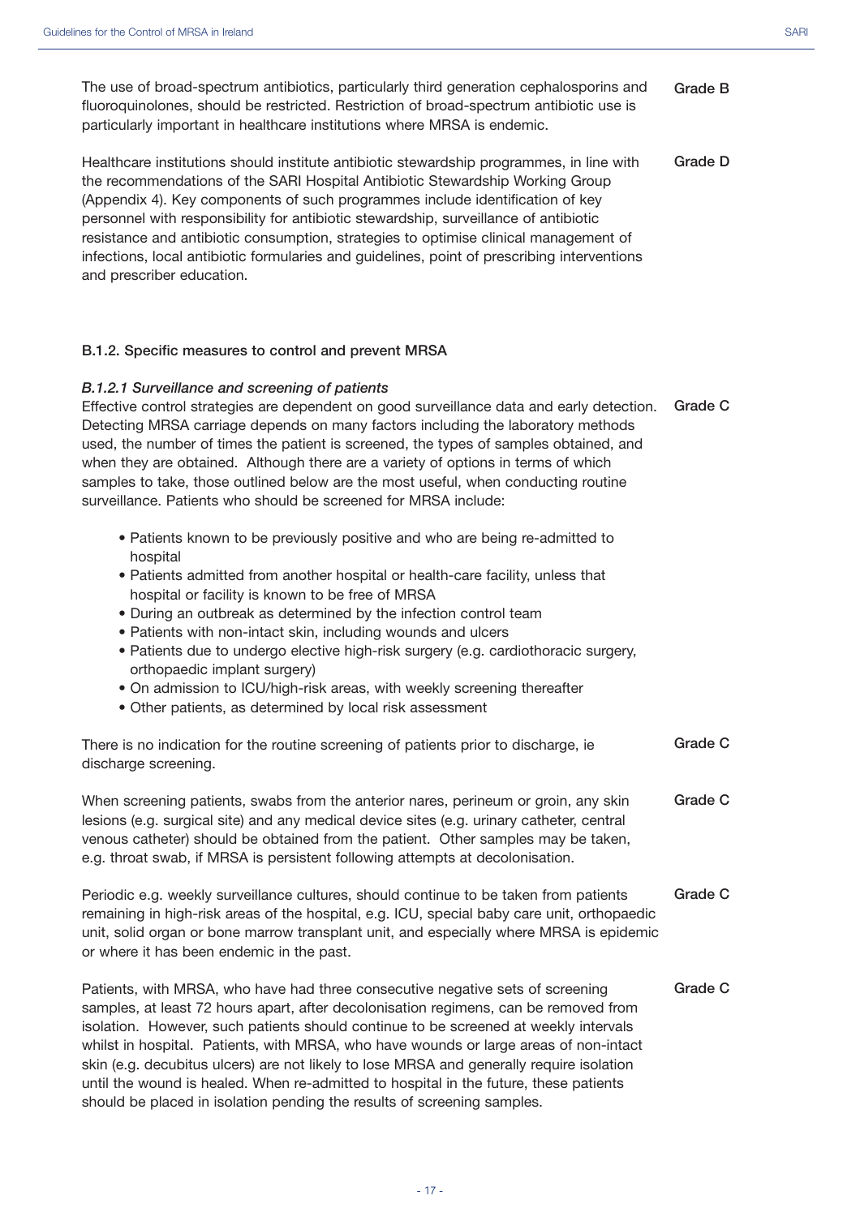The use of broad-spectrum antibiotics, particularly third generation cephalosporins and fluoroquinolones, should be restricted. Restriction of broad-spectrum antibiotic use is particularly important in healthcare institutions where MRSA is endemic. **Grade B**

Healthcare institutions should institute antibiotic stewardship programmes, in line with the recommendations of the SARI Hospital Antibiotic Stewardship Working Group (Appendix 4). Key components of such programmes include identification of key personnel with responsibility for antibiotic stewardship, surveillance of antibiotic resistance and antibiotic consumption, strategies to optimise clinical management of infections, local antibiotic formularies and guidelines, point of prescribing interventions and prescriber education. **Grade D**

### B.1.2. Specific measures to control and prevent MRSA

#### *B.1.2.1 Surveillance and screening of patients*

Effective control strategies are dependent on good surveillance data and early detection. Detecting MRSA carriage depends on many factors including the laboratory methods used, the number of times the patient is screened, the types of samples obtained, and when they are obtained. Although there are a variety of options in terms of which samples to take, those outlined below are the most useful, when conducting routine surveillance. Patients who should be screened for MRSA include: **Grade C**

- Patients known to be previously positive and who are being re-admitted to hospital
- Patients admitted from another hospital or health-care facility, unless that hospital or facility is known to be free of MRSA
- During an outbreak as determined by the infection control team
- Patients with non-intact skin, including wounds and ulcers
- Patients due to undergo elective high-risk surgery (e.g. cardiothoracic surgery, orthopaedic implant surgery)
- On admission to ICU/high-risk areas, with weekly screening thereafter
- Other patients, as determined by local risk assessment

There is no indication for the routine screening of patients prior to discharge, ie discharge screening. **Grade C**

When screening patients, swabs from the anterior nares, perineum or groin, any skin lesions (e.g. surgical site) and any medical device sites (e.g. urinary catheter, central venous catheter) should be obtained from the patient. Other samples may be taken, e.g. throat swab, if MRSA is persistent following attempts at decolonisation. **Grade C**

Periodic e.g. weekly surveillance cultures, should continue to be taken from patients remaining in high-risk areas of the hospital, e.g. ICU, special baby care unit, orthopaedic unit, solid organ or bone marrow transplant unit, and especially where MRSA is epidemic or where it has been endemic in the past. **Grade C**

Patients, with MRSA, who have had three consecutive negative sets of screening samples, at least 72 hours apart, after decolonisation regimens, can be removed from isolation. However, such patients should continue to be screened at weekly intervals whilst in hospital. Patients, with MRSA, who have wounds or large areas of non-intact skin (e.g. decubitus ulcers) are not likely to lose MRSA and generally require isolation until the wound is healed. When re-admitted to hospital in the future, these patients should be placed in isolation pending the results of screening samples. **Grade C**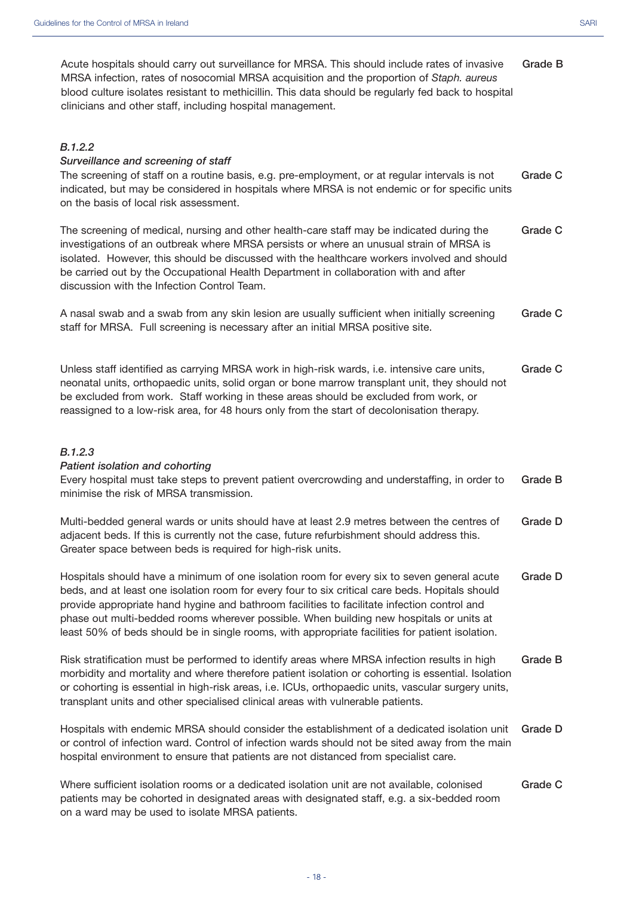Acute hospitals should carry out surveillance for MRSA. This should include rates of invasive MRSA infection, rates of nosocomial MRSA acquisition and the proportion of *Staph. aureus* blood culture isolates resistant to methicillin. This data should be regularly fed back to hospital clinicians and other staff, including hospital management. **Grade B**

### *B.1.2.2*

### *Surveillance and screening of staff*

The screening of staff on a routine basis, e.g. pre-employment, or at regular intervals is not indicated, but may be considered in hospitals where MRSA is not endemic or for specific units on the basis of local risk assessment. **Grade C**

The screening of medical, nursing and other health-care staff may be indicated during the investigations of an outbreak where MRSA persists or where an unusual strain of MRSA is isolated. However, this should be discussed with the healthcare workers involved and should be carried out by the Occupational Health Department in collaboration with and after discussion with the Infection Control Team. **Grade C**

A nasal swab and a swab from any skin lesion are usually sufficient when initially screening staff for MRSA. Full screening is necessary after an initial MRSA positive site. **Grade C**

Unless staff identified as carrying MRSA work in high-risk wards, i.e. intensive care units, neonatal units, orthopaedic units, solid organ or bone marrow transplant unit, they should not be excluded from work. Staff working in these areas should be excluded from work, or reassigned to a low-risk area, for 48 hours only from the start of decolonisation therapy. **Grade C**

### *B.1.2.3*

### *Patient isolation and cohorting*

Every hospital must take steps to prevent patient overcrowding and understaffing, in order to minimise the risk of MRSA transmission. **Grade B**

Multi-bedded general wards or units should have at least 2.9 metres between the centres of adjacent beds. If this is currently not the case, future refurbishment should address this. Greater space between beds is required for high-risk units. **Grade D**

Hospitals should have a minimum of one isolation room for every six to seven general acute beds, and at least one isolation room for every four to six critical care beds. Hopitals should provide appropriate hand hygine and bathroom facilities to facilitate infection control and phase out multi-bedded rooms wherever possible. When building new hospitals or units at least 50% of beds should be in single rooms, with appropriate facilities for patient isolation. **Grade D**

Risk stratification must be performed to identify areas where MRSA infection results in high morbidity and mortality and where therefore patient isolation or cohorting is essential. Isolation or cohorting is essential in high-risk areas, i.e. ICUs, orthopaedic units, vascular surgery units, transplant units and other specialised clinical areas with vulnerable patients. **Grade B**

Hospitals with endemic MRSA should consider the establishment of a dedicated isolation unit or control of infection ward. Control of infection wards should not be sited away from the main hospital environment to ensure that patients are not distanced from specialist care. **Grade D**

Where sufficient isolation rooms or a dedicated isolation unit are not available, colonised patients may be cohorted in designated areas with designated staff, e.g. a six-bedded room on a ward may be used to isolate MRSA patients. **Grade C**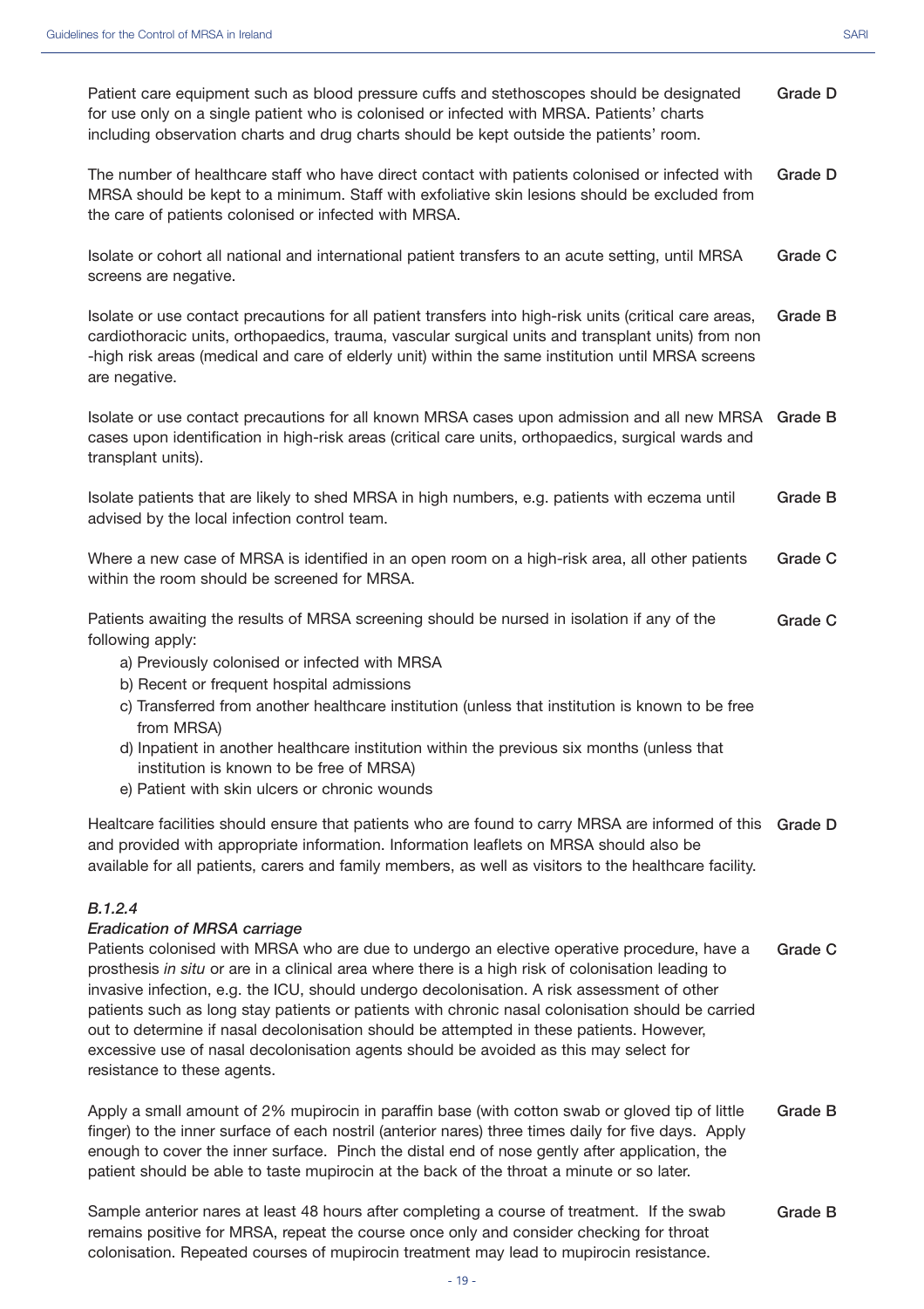Patient care equipment such as blood pressure cuffs and stethoscopes should be designated for use only on a single patient who is colonised or infected with MRSA. Patients' charts including observation charts and drug charts should be kept outside the patients' room. **Grade D**

The number of healthcare staff who have direct contact with patients colonised or infected with MRSA should be kept to a minimum. Staff with exfoliative skin lesions should be excluded from the care of patients colonised or infected with MRSA. **Grade D**

Isolate or cohort all national and international patient transfers to an acute setting, until MRSA screens are negative. **Grade C**

Isolate or use contact precautions for all patient transfers into high-risk units (critical care areas, cardiothoracic units, orthopaedics, trauma, vascular surgical units and transplant units) from non -high risk areas (medical and care of elderly unit) within the same institution until MRSA screens are negative. **Grade B**

Isolate or use contact precautions for all known MRSA cases upon admission and all new MRSA cases upon identification in high-risk areas (critical care units, orthopaedics, surgical wards and transplant units). **Grade B**

Isolate patients that are likely to shed MRSA in high numbers, e.g. patients with eczema until advised by the local infection control team. **Grade B**

Where a new case of MRSA is identified in an open room on a high-risk area, all other patients within the room should be screened for MRSA. **Grade C**

Patients awaiting the results of MRSA screening should be nursed in isolation if any of the following apply: **Grade C**

a) Previously colonised or infected with MRSA
b) Recent or frequent hospital admissions
c) Transferred from another healthcare institution (unless that institution is known to be free from MRSA)
d) Inpatient in another healthcare institution within the previous six months (unless that institution is known to be free of MRSA)
e) Patient with skin ulcers or chronic wounds

Healthcare facilities should ensure that patients who are found to carry MRSA are informed of this and provided with appropriate information. Information leaflets on MRSA should also be available for all patients, carers and family members, as well as visitors to the healthcare facility. **Grade D**

### *B.1.2.4*

### *Eradication of MRSA carriage*

Patients colonised with MRSA who are due to undergo an elective operative procedure, have a prosthesis *in situ* or are in a clinical area where there is a high risk of colonisation leading to invasive infection, e.g. the ICU, should undergo decolonisation. A risk assessment of other patients such as long stay patients or patients with chronic nasal colonisation should be carried out to determine if nasal decolonisation should be attempted in these patients. However, excessive use of nasal decolonisation agents should be avoided as this may select for resistance to these agents. **Grade C**

Apply a small amount of 2% mupirocin in paraffin base (with cotton swab or gloved tip of little finger) to the inner surface of each nostril (anterior nares) three times daily for five days. Apply enough to cover the inner surface. Pinch the distal end of nose gently after application, the patient should be able to taste mupirocin at the back of the throat a minute or so later. **Grade B**

Sample anterior nares at least 48 hours after completing a course of treatment. If the swab remains positive for MRSA, repeat the course once only and consider checking for throat colonisation. Repeated courses of mupirocin treatment may lead to mupirocin resistance. **Grade B**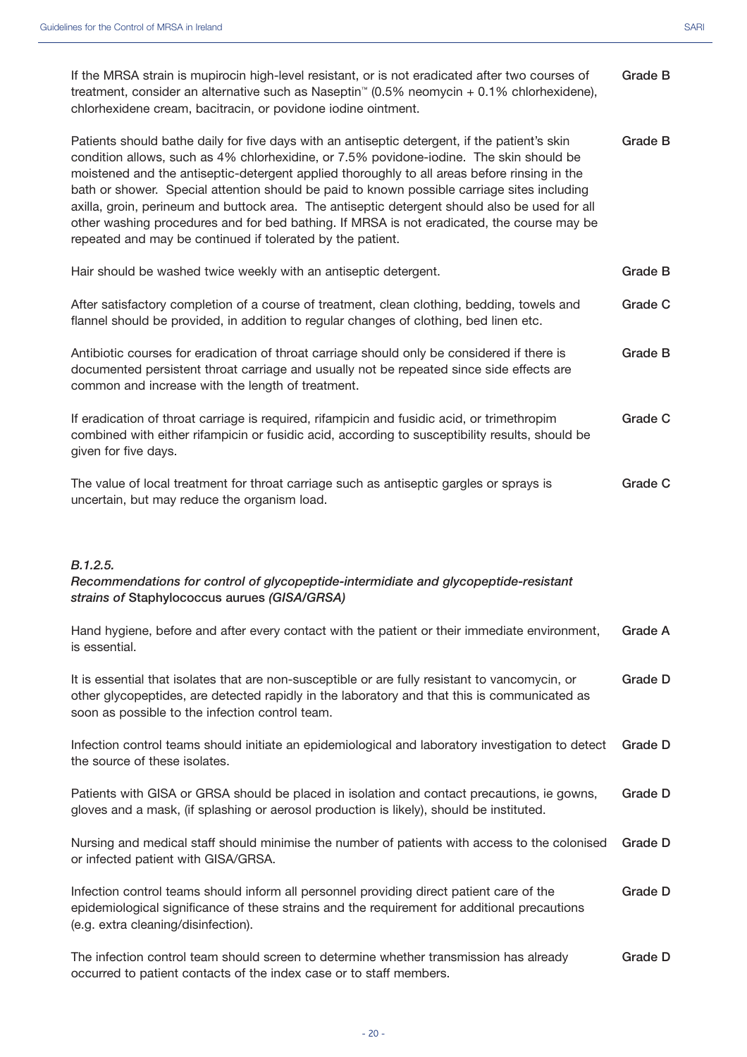| | |
|---|---|
| If the MRSA strain is mupirocin high-level resistant, or is not eradicated after two courses of treatment, consider an alternative such as Naseptin™ (0.5% neomycin + 0.1% chlorhexidene), chlorhexidene cream, bacitracin, or povidone iodine ointment. | Grade B |
| Patients should bathe daily for five days with an antiseptic detergent, if the patient's skin condition allows, such as 4% chlorhexidine, or 7.5% povidone-iodine. The skin should be moistened and the antiseptic-detergent applied thoroughly to all areas before rinsing in the bath or shower. Special attention should be paid to known possible carriage sites including axilla, groin, perineum and buttock area. The antiseptic detergent should also be used for all other washing procedures and for bed bathing. If MRSA is not eradicated, the course may be repeated and may be continued if tolerated by the patient. | Grade B |
| Hair should be washed twice weekly with an antiseptic detergent. | Grade B |
| After satisfactory completion of a course of treatment, clean clothing, bedding, towels and flannel should be provided, in addition to regular changes of clothing, bed linen etc. | Grade C |
| Antibiotic courses for eradication of throat carriage should only be considered if there is documented persistent throat carriage and usually not be repeated since side effects are common and increase with the length of treatment. | Grade B |
| If eradication of throat carriage is required, rifampicin and fusidic acid, or trimethropim combined with either rifampicin or fusidic acid, according to susceptibility results, should be given for five days. | Grade C |
| The value of local treatment for throat carriage such as antiseptic gargles or sprays is uncertain, but may reduce the organism load. | Grade C |

### *B.1.2.5.*

### *Recommendations for control of glycopeptide-intermidiate and glycopeptide-resistant strains of* **Staphylococcus aurues** *(GISA/GRSA)*

| | |
|---|---|
| Hand hygiene, before and after every contact with the patient or their immediate environment, is essential. | Grade A |
| It is essential that isolates that are non-susceptible or are fully resistant to vancomycin, or other glycopeptides, are detected rapidly in the laboratory and that this is communicated as soon as possible to the infection control team. | Grade D |
| Infection control teams should initiate an epidemiological and laboratory investigation to detect the source of these isolates. | Grade D |
| Patients with GISA or GRSA should be placed in isolation and contact precautions, ie gowns, gloves and a mask, (if splashing or aerosol production is likely), should be instituted. | Grade D |
| Nursing and medical staff should minimise the number of patients with access to the colonised or infected patient with GISA/GRSA. | Grade D |
| Infection control teams should inform all personnel providing direct patient care of the epidemiological significance of these strains and the requirement for additional precautions (e.g. extra cleaning/disinfection). | Grade D |
| The infection control team should screen to determine whether transmission has already occurred to patient contacts of the index case or to staff members. | Grade D |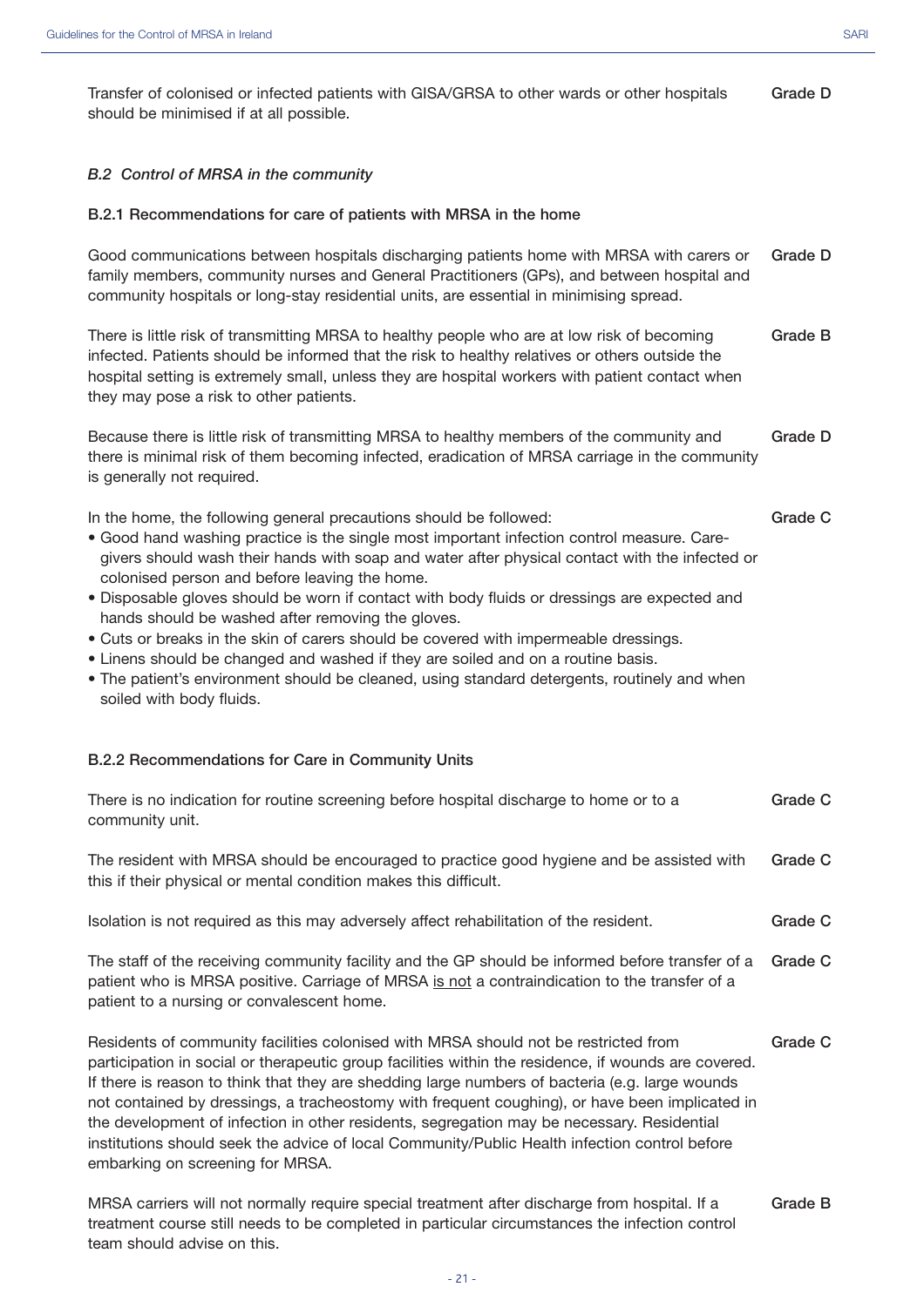Transfer of colonised or infected patients with GISA/GRSA to other wards or other hospitals should be minimised if at all possible. **Grade D**

### *B.2 Control of MRSA in the community*

#### B.2.1 Recommendations for care of patients with MRSA in the home

Good communications between hospitals discharging patients home with MRSA with carers or family members, community nurses and General Practitioners (GPs), and between hospital and community hospitals or long-stay residential units, are essential in minimising spread. **Grade D**

There is little risk of transmitting MRSA to healthy people who are at low risk of becoming infected. Patients should be informed that the risk to healthy relatives or others outside the hospital setting is extremely small, unless they are hospital workers with patient contact when they may pose a risk to other patients. **Grade B**

Because there is little risk of transmitting MRSA to healthy members of the community and there is minimal risk of them becoming infected, eradication of MRSA carriage in the community is generally not required. **Grade D**

In the home, the following general precautions should be followed: **Grade C**

- Good hand washing practice is the single most important infection control measure. Care-givers should wash their hands with soap and water after physical contact with the infected or colonised person and before leaving the home.
- Disposable gloves should be worn if contact with body fluids or dressings are expected and hands should be washed after removing the gloves.
- Cuts or breaks in the skin of carers should be covered with impermeable dressings.
- Linens should be changed and washed if they are soiled and on a routine basis.
- The patient's environment should be cleaned, using standard detergents, routinely and when soiled with body fluids.

#### B.2.2 Recommendations for Care in Community Units

There is no indication for routine screening before hospital discharge to home or to a community unit. **Grade C**

The resident with MRSA should be encouraged to practice good hygiene and be assisted with this if their physical or mental condition makes this difficult. **Grade C**

Isolation is not required as this may adversely affect rehabilitation of the resident. **Grade C**

The staff of the receiving community facility and the GP should be informed before transfer of a patient who is MRSA positive. Carriage of MRSA <u>is not</u> a contraindication to the transfer of a patient to a nursing or convalescent home. **Grade C**

Residents of community facilities colonised with MRSA should not be restricted from participation in social or therapeutic group facilities within the residence, if wounds are covered. If there is reason to think that they are shedding large numbers of bacteria (e.g. large wounds not contained by dressings, a tracheostomy with frequent coughing), or have been implicated in the development of infection in other residents, segregation may be necessary. Residential institutions should seek the advice of local Community/Public Health infection control before embarking on screening for MRSA. **Grade C**

MRSA carriers will not normally require special treatment after discharge from hospital. If a treatment course still needs to be completed in particular circumstances the infection control team should advise on this. **Grade B**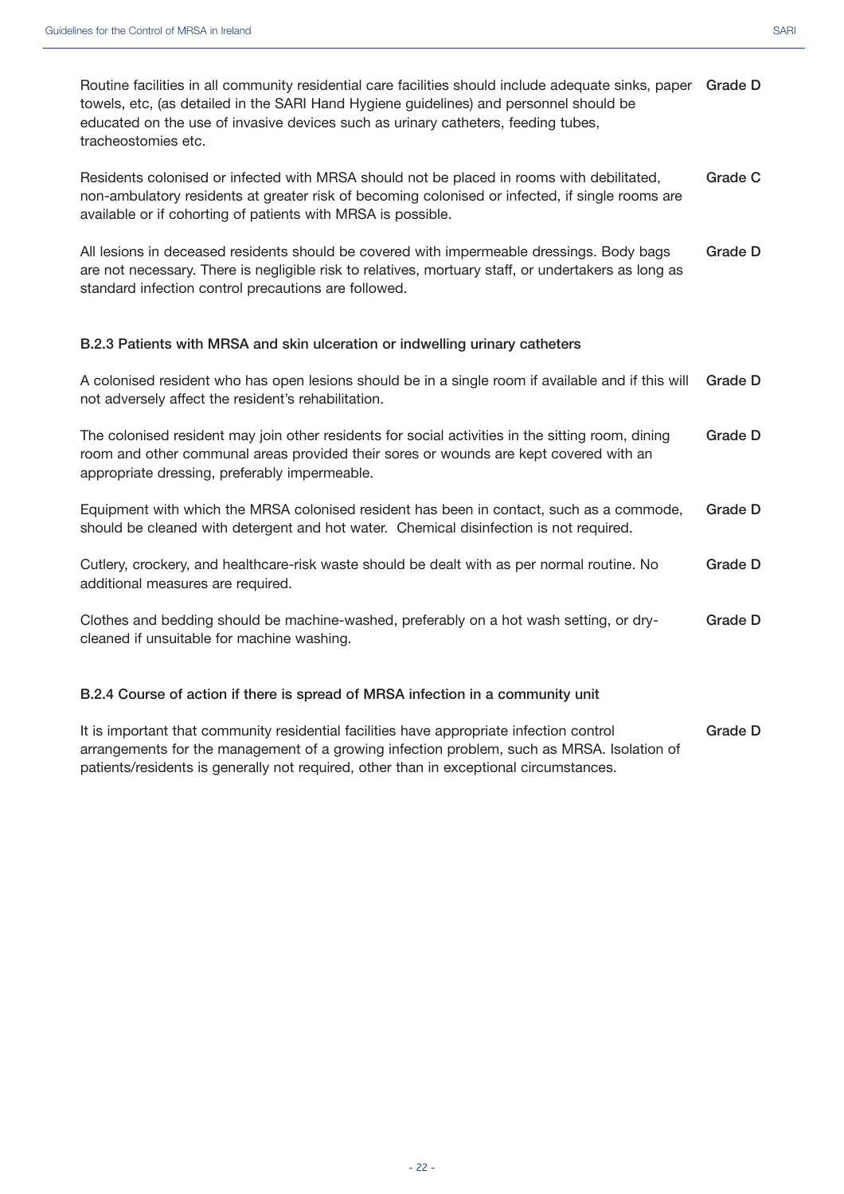Routine facilities in all community residential care facilities should include adequate sinks, paper towels, etc, (as detailed in the SARI Hand Hygiene guidelines) and personnel should be educated on the use of invasive devices such as urinary catheters, feeding tubes, tracheostomies etc. **Grade D**

Residents colonised or infected with MRSA should not be placed in rooms with debilitated, non-ambulatory residents at greater risk of becoming colonised or infected, if single rooms are available or if cohorting of patients with MRSA is possible. **Grade C**

All lesions in deceased residents should be covered with impermeable dressings. Body bags are not necessary. There is negligible risk to relatives, mortuary staff, or undertakers as long as standard infection control precautions are followed. **Grade D**

### B.2.3 Patients with MRSA and skin ulceration or indwelling urinary catheters

A colonised resident who has open lesions should be in a single room if available and if this will not adversely affect the resident's rehabilitation. **Grade D**

The colonised resident may join other residents for social activities in the sitting room, dining room and other communal areas provided their sores or wounds are kept covered with an appropriate dressing, preferably impermeable. **Grade D**

Equipment with which the MRSA colonised resident has been in contact, such as a commode, should be cleaned with detergent and hot water. Chemical disinfection is not required. **Grade D**

Cutlery, crockery, and healthcare-risk waste should be dealt with as per normal routine. No additional measures are required. **Grade D**

Clothes and bedding should be machine-washed, preferably on a hot wash setting, or dry-cleaned if unsuitable for machine washing. **Grade D**

### B.2.4 Course of action if there is spread of MRSA infection in a community unit

It is important that community residential facilities have appropriate infection control arrangements for the management of a growing infection problem, such as MRSA. Isolation of patients/residents is generally not required, other than in exceptional circumstances. **Grade D**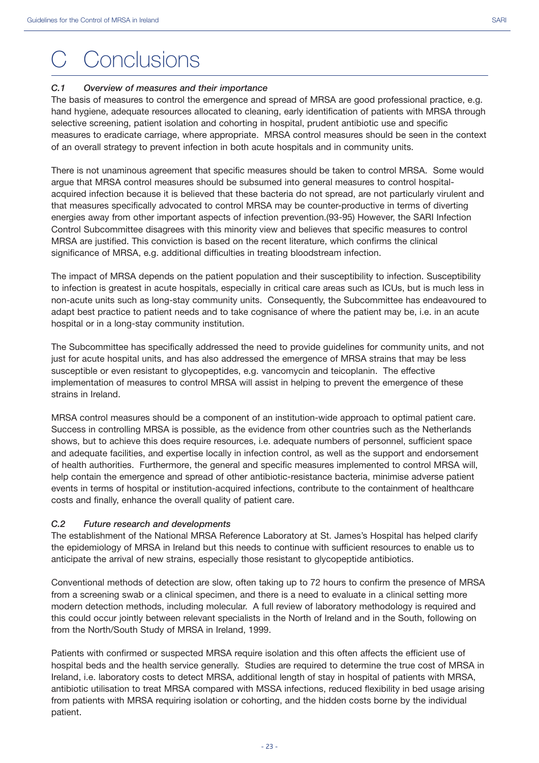# C Conclusions

### *C.1 Overview of measures and their importance*

The basis of measures to control the emergence and spread of MRSA are good professional practice, e.g. hand hygiene, adequate resources allocated to cleaning, early identification of patients with MRSA through selective screening, patient isolation and cohorting in hospital, prudent antibiotic use and specific measures to eradicate carriage, where appropriate. MRSA control measures should be seen in the context of an overall strategy to prevent infection in both acute hospitals and in community units.

There is not unaminous agreement that specific measures should be taken to control MRSA. Some would argue that MRSA control measures should be subsumed into general measures to control hospital-acquired infection because it is believed that these bacteria do not spread, are not particularly virulent and that measures specifically advocated to control MRSA may be counter-productive in terms of diverting energies away from other important aspects of infection prevention.(93-95) However, the SARI Infection Control Subcommittee disagrees with this minority view and believes that specific measures to control MRSA are justified. This conviction is based on the recent literature, which confirms the clinical significance of MRSA, e.g. additional difficulties in treating bloodstream infection.

The impact of MRSA depends on the patient population and their susceptibility to infection. Susceptibility to infection is greatest in acute hospitals, especially in critical care areas such as ICUs, but is much less in non-acute units such as long-stay community units. Consequently, the Subcommittee has endeavoured to adapt best practice to patient needs and to take cognisance of where the patient may be, i.e. in an acute hospital or in a long-stay community institution.

The Subcommittee has specifically addressed the need to provide guidelines for community units, and not just for acute hospital units, and has also addressed the emergence of MRSA strains that may be less susceptible or even resistant to glycopeptides, e.g. vancomycin and teicoplanin. The effective implementation of measures to control MRSA will assist in helping to prevent the emergence of these strains in Ireland.

MRSA control measures should be a component of an institution-wide approach to optimal patient care. Success in controlling MRSA is possible, as the evidence from other countries such as the Netherlands shows, but to achieve this does require resources, i.e. adequate numbers of personnel, sufficient space and adequate facilities, and expertise locally in infection control, as well as the support and endorsement of health authorities. Furthermore, the general and specific measures implemented to control MRSA will, help contain the emergence and spread of other antibiotic-resistance bacteria, minimise adverse patient events in terms of hospital or institution-acquired infections, contribute to the containment of healthcare costs and finally, enhance the overall quality of patient care.

### *C.2 Future research and developments*

The establishment of the National MRSA Reference Laboratory at St. James's Hospital has helped clarify the epidemiology of MRSA in Ireland but this needs to continue with sufficient resources to enable us to anticipate the arrival of new strains, especially those resistant to glycopeptide antibiotics.

Conventional methods of detection are slow, often taking up to 72 hours to confirm the presence of MRSA from a screening swab or a clinical specimen, and there is a need to evaluate in a clinical setting more modern detection methods, including molecular. A full review of laboratory methodology is required and this could occur jointly between relevant specialists in the North of Ireland and in the South, following on from the North/South Study of MRSA in Ireland, 1999.

Patients with confirmed or suspected MRSA require isolation and this often affects the efficient use of hospital beds and the health service generally. Studies are required to determine the true cost of MRSA in Ireland, i.e. laboratory costs to detect MRSA, additional length of stay in hospital of patients with MRSA, antibiotic utilisation to treat MRSA compared with MSSA infections, reduced flexibility in bed usage arising from patients with MRSA requiring isolation or cohorting, and the hidden costs borne by the individual patient.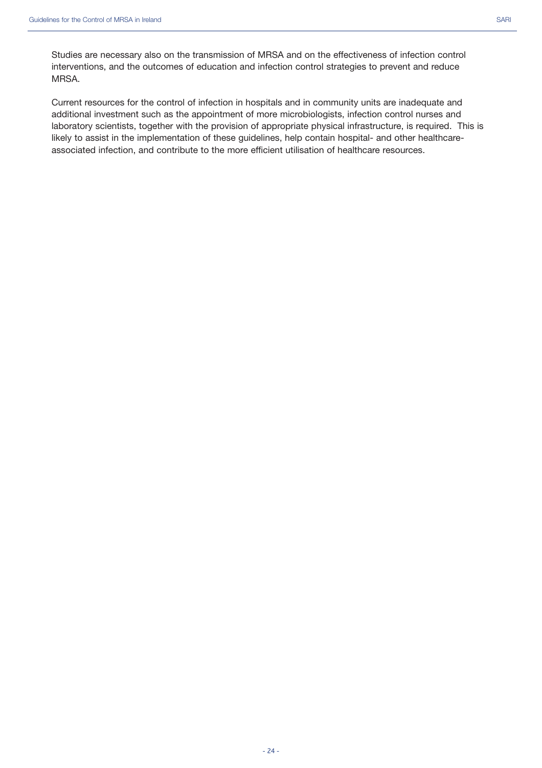Studies are necessary also on the transmission of MRSA and on the effectiveness of infection control interventions, and the outcomes of education and infection control strategies to prevent and reduce MRSA.

Current resources for the control of infection in hospitals and in community units are inadequate and additional investment such as the appointment of more microbiologists, infection control nurses and laboratory scientists, together with the provision of appropriate physical infrastructure, is required. This is likely to assist in the implementation of these guidelines, help contain hospital- and other healthcare-associated infection, and contribute to the more efficient utilisation of healthcare resources.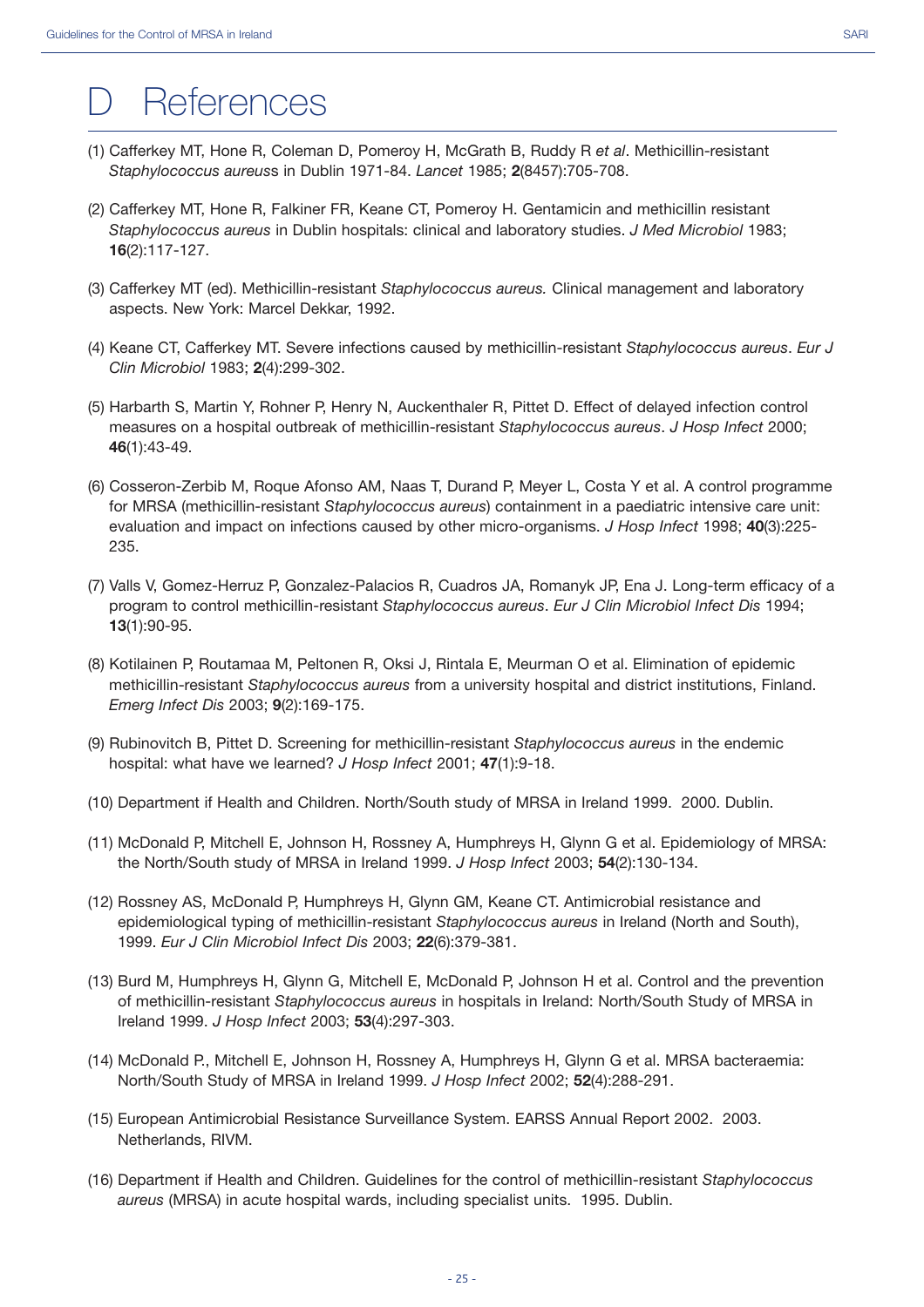# D References

(1) Cafferkey MT, Hone R, Coleman D, Pomeroy H, McGrath B, Ruddy R *et al*. Methicillin-resistant *Staphylococcus aureus*s in Dublin 1971-84. *Lancet* 1985; **2**(8457):705-708.

(2) Cafferkey MT, Hone R, Falkiner FR, Keane CT, Pomeroy H. Gentamicin and methicillin resistant *Staphylococcus aureus* in Dublin hospitals: clinical and laboratory studies. *J Med Microbiol* 1983; **16**(2):117-127.

(3) Cafferkey MT (ed). Methicillin-resistant *Staphylococcus aureus.* Clinical management and laboratory aspects. New York: Marcel Dekkar, 1992.

(4) Keane CT, Cafferkey MT. Severe infections caused by methicillin-resistant *Staphylococcus aureus*. *Eur J Clin Microbiol* 1983; **2**(4):299-302.

(5) Harbarth S, Martin Y, Rohner P, Henry N, Auckenthaler R, Pittet D. Effect of delayed infection control measures on a hospital outbreak of methicillin-resistant *Staphylococcus aureus*. *J Hosp Infect* 2000; **46**(1):43-49.

(6) Cosseron-Zerbib M, Roque Afonso AM, Naas T, Durand P, Meyer L, Costa Y et al. A control programme for MRSA (methicillin-resistant *Staphylococcus aureus*) containment in a paediatric intensive care unit: evaluation and impact on infections caused by other micro-organisms. *J Hosp Infect* 1998; **40**(3):225-235.

(7) Valls V, Gomez-Herruz P, Gonzalez-Palacios R, Cuadros JA, Romanyk JP, Ena J. Long-term efficacy of a program to control methicillin-resistant *Staphylococcus aureus*. *Eur J Clin Microbiol Infect Dis* 1994; **13**(1):90-95.

(8) Kotilainen P, Routamaa M, Peltonen R, Oksi J, Rintala E, Meurman O et al. Elimination of epidemic methicillin-resistant *Staphylococcus aureus* from a university hospital and district institutions, Finland. *Emerg Infect Dis* 2003; **9**(2):169-175.

(9) Rubinovitch B, Pittet D. Screening for methicillin-resistant *Staphylococcus aureus* in the endemic hospital: what have we learned? *J Hosp Infect* 2001; **47**(1):9-18.

(10) Department if Health and Children. North/South study of MRSA in Ireland 1999. 2000. Dublin.

(11) McDonald P, Mitchell E, Johnson H, Rossney A, Humphreys H, Glynn G et al. Epidemiology of MRSA: the North/South study of MRSA in Ireland 1999. *J Hosp Infect* 2003; **54**(2):130-134.

(12) Rossney AS, McDonald P, Humphreys H, Glynn GM, Keane CT. Antimicrobial resistance and epidemiological typing of methicillin-resistant *Staphylococcus aureus* in Ireland (North and South), 1999. *Eur J Clin Microbiol Infect Dis* 2003; **22**(6):379-381.

(13) Burd M, Humphreys H, Glynn G, Mitchell E, McDonald P, Johnson H et al. Control and the prevention of methicillin-resistant *Staphylococcus aureus* in hospitals in Ireland: North/South Study of MRSA in Ireland 1999. *J Hosp Infect* 2003; **53**(4):297-303.

(14) McDonald P., Mitchell E, Johnson H, Rossney A, Humphreys H, Glynn G et al. MRSA bacteraemia: North/South Study of MRSA in Ireland 1999. *J Hosp Infect* 2002; **52**(4):288-291.

(15) European Antimicrobial Resistance Surveillance System. EARSS Annual Report 2002. 2003. Netherlands, RIVM.

(16) Department if Health and Children. Guidelines for the control of methicillin-resistant *Staphylococcus aureus* (MRSA) in acute hospital wards, including specialist units. 1995. Dublin.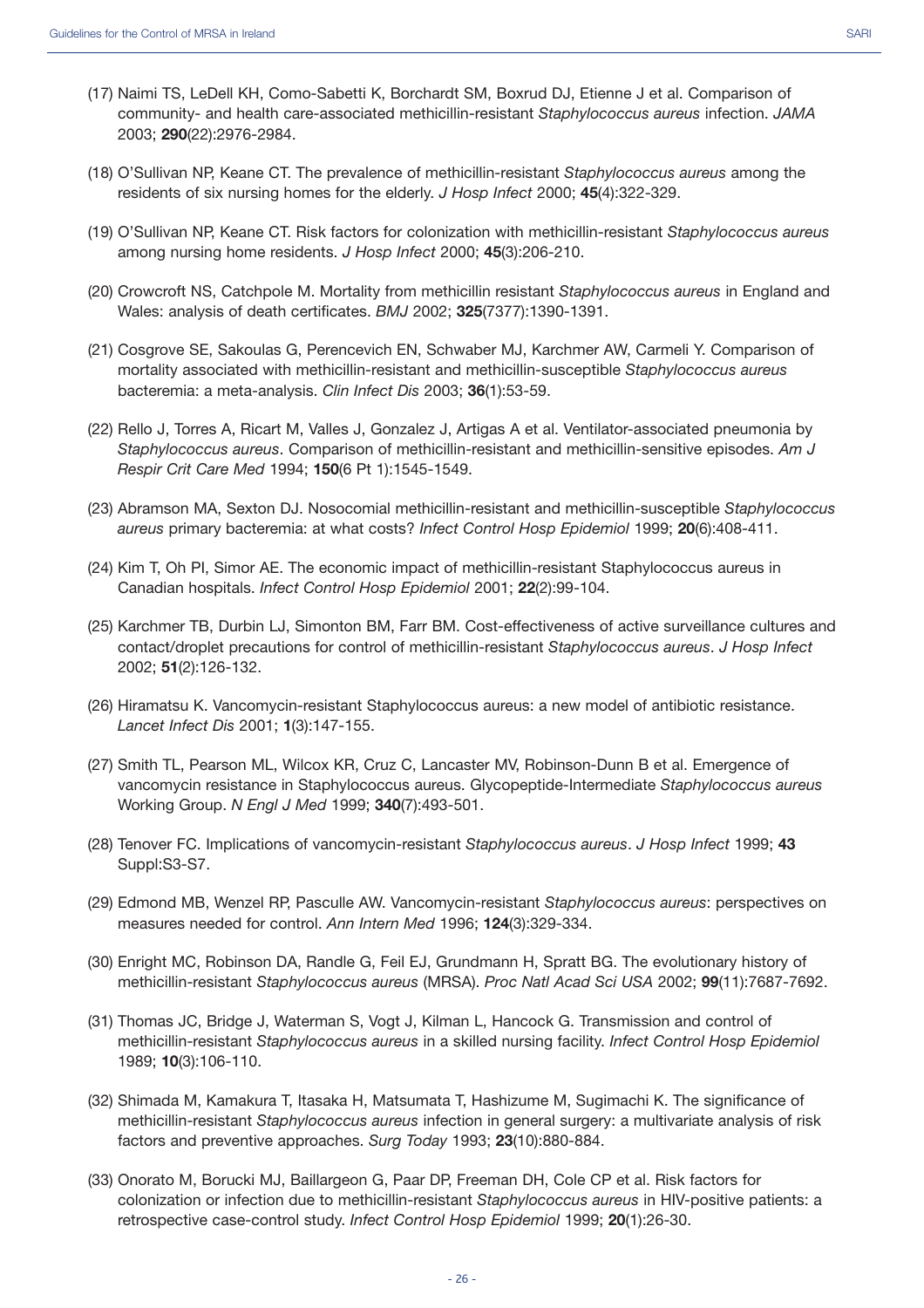(17) Naimi TS, LeDell KH, Como-Sabetti K, Borchardt SM, Boxrud DJ, Etienne J et al. Comparison of community- and health care-associated methicillin-resistant *Staphylococcus aureus* infection. *JAMA* 2003; **290**(22):2976-2984.

(18) O'Sullivan NP, Keane CT. The prevalence of methicillin-resistant *Staphylococcus aureus* among the residents of six nursing homes for the elderly. *J Hosp Infect* 2000; **45**(4):322-329.

(19) O'Sullivan NP, Keane CT. Risk factors for colonization with methicillin-resistant *Staphylococcus aureus* among nursing home residents. *J Hosp Infect* 2000; **45**(3):206-210.

(20) Crowcroft NS, Catchpole M. Mortality from methicillin resistant *Staphylococcus aureus* in England and Wales: analysis of death certificates. *BMJ* 2002; **325**(7377):1390-1391.

(21) Cosgrove SE, Sakoulas G, Perencevich EN, Schwaber MJ, Karchmer AW, Carmeli Y. Comparison of mortality associated with methicillin-resistant and methicillin-susceptible *Staphylococcus aureus* bacteremia: a meta-analysis. *Clin Infect Dis* 2003; **36**(1):53-59.

(22) Rello J, Torres A, Ricart M, Valles J, Gonzalez J, Artigas A et al. Ventilator-associated pneumonia by *Staphylococcus aureus*. Comparison of methicillin-resistant and methicillin-sensitive episodes. *Am J Respir Crit Care Med* 1994; **150**(6 Pt 1):1545-1549.

(23) Abramson MA, Sexton DJ. Nosocomial methicillin-resistant and methicillin-susceptible *Staphylococcus aureus* primary bacteremia: at what costs? *Infect Control Hosp Epidemiol* 1999; **20**(6):408-411.

(24) Kim T, Oh PI, Simor AE. The economic impact of methicillin-resistant Staphylococcus aureus in Canadian hospitals. *Infect Control Hosp Epidemiol* 2001; **22**(2):99-104.

(25) Karchmer TB, Durbin LJ, Simonton BM, Farr BM. Cost-effectiveness of active surveillance cultures and contact/droplet precautions for control of methicillin-resistant *Staphylococcus aureus*. *J Hosp Infect* 2002; **51**(2):126-132.

(26) Hiramatsu K. Vancomycin-resistant Staphylococcus aureus: a new model of antibiotic resistance. *Lancet Infect Dis* 2001; **1**(3):147-155.

(27) Smith TL, Pearson ML, Wilcox KR, Cruz C, Lancaster MV, Robinson-Dunn B et al. Emergence of vancomycin resistance in Staphylococcus aureus. Glycopeptide-Intermediate *Staphylococcus aureus* Working Group. *N Engl J Med* 1999; **340**(7):493-501.

(28) Tenover FC. Implications of vancomycin-resistant *Staphylococcus aureus*. *J Hosp Infect* 1999; **43** Suppl:S3-S7.

(29) Edmond MB, Wenzel RP, Pasculle AW. Vancomycin-resistant *Staphylococcus aureus*: perspectives on measures needed for control. *Ann Intern Med* 1996; **124**(3):329-334.

(30) Enright MC, Robinson DA, Randle G, Feil EJ, Grundmann H, Spratt BG. The evolutionary history of methicillin-resistant *Staphylococcus aureus* (MRSA). *Proc Natl Acad Sci USA* 2002; **99**(11):7687-7692.

(31) Thomas JC, Bridge J, Waterman S, Vogt J, Kilman L, Hancock G. Transmission and control of methicillin-resistant *Staphylococcus aureus* in a skilled nursing facility. *Infect Control Hosp Epidemiol* 1989; **10**(3):106-110.

(32) Shimada M, Kamakura T, Itasaka H, Matsumata T, Hashizume M, Sugimachi K. The significance of methicillin-resistant *Staphylococcus aureus* infection in general surgery: a multivariate analysis of risk factors and preventive approaches. *Surg Today* 1993; **23**(10):880-884.

(33) Onorato M, Borucki MJ, Baillargeon G, Paar DP, Freeman DH, Cole CP et al. Risk factors for colonization or infection due to methicillin-resistant *Staphylococcus aureus* in HIV-positive patients: a retrospective case-control study. *Infect Control Hosp Epidemiol* 1999; **20**(1):26-30.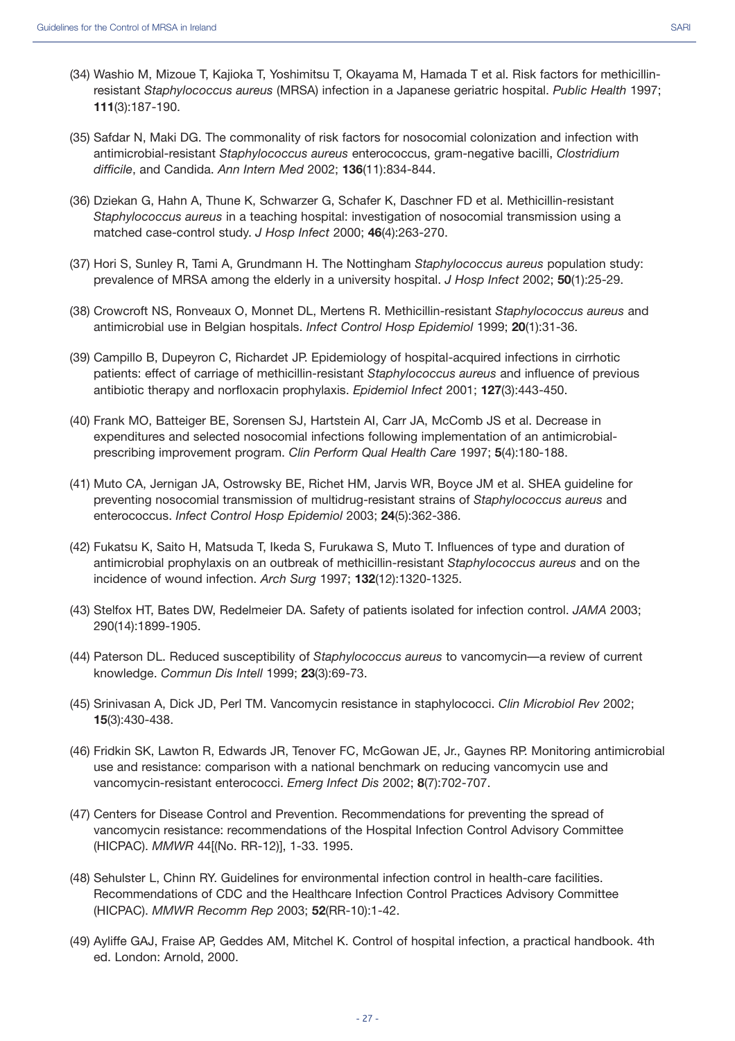(34) Washio M, Mizoue T, Kajioka T, Yoshimitsu T, Okayama M, Hamada T et al. Risk factors for methicillin-resistant *Staphylococcus aureus* (MRSA) infection in a Japanese geriatric hospital. *Public Health* 1997; **111**(3):187-190.

(35) Safdar N, Maki DG. The commonality of risk factors for nosocomial colonization and infection with antimicrobial-resistant *Staphylococcus aureus* enterococcus, gram-negative bacilli, *Clostridium difficile*, and Candida. *Ann Intern Med* 2002; **136**(11):834-844.

(36) Dziekan G, Hahn A, Thune K, Schwarzer G, Schafer K, Daschner FD et al. Methicillin-resistant *Staphylococcus aureus* in a teaching hospital: investigation of nosocomial transmission using a matched case-control study. *J Hosp Infect* 2000; **46**(4):263-270.

(37) Hori S, Sunley R, Tami A, Grundmann H. The Nottingham *Staphylococcus aureus* population study: prevalence of MRSA among the elderly in a university hospital. *J Hosp Infect* 2002; **50**(1):25-29.

(38) Crowcroft NS, Ronveaux O, Monnet DL, Mertens R. Methicillin-resistant *Staphylococcus aureus* and antimicrobial use in Belgian hospitals. *Infect Control Hosp Epidemiol* 1999; **20**(1):31-36.

(39) Campillo B, Dupeyron C, Richardet JP. Epidemiology of hospital-acquired infections in cirrhotic patients: effect of carriage of methicillin-resistant *Staphylococcus aureus* and influence of previous antibiotic therapy and norfloxacin prophylaxis. *Epidemiol Infect* 2001; **127**(3):443-450.

(40) Frank MO, Batteiger BE, Sorensen SJ, Hartstein AI, Carr JA, McComb JS et al. Decrease in expenditures and selected nosocomial infections following implementation of an antimicrobial-prescribing improvement program. *Clin Perform Qual Health Care* 1997; **5**(4):180-188.

(41) Muto CA, Jernigan JA, Ostrowsky BE, Richet HM, Jarvis WR, Boyce JM et al. SHEA guideline for preventing nosocomial transmission of multidrug-resistant strains of *Staphylococcus aureus* and enterococcus. *Infect Control Hosp Epidemiol* 2003; **24**(5):362-386.

(42) Fukatsu K, Saito H, Matsuda T, Ikeda S, Furukawa S, Muto T. Influences of type and duration of antimicrobial prophylaxis on an outbreak of methicillin-resistant *Staphylococcus aureus* and on the incidence of wound infection. *Arch Surg* 1997; **132**(12):1320-1325.

(43) Stelfox HT, Bates DW, Redelmeier DA. Safety of patients isolated for infection control. *JAMA* 2003; 290(14):1899-1905.

(44) Paterson DL. Reduced susceptibility of *Staphylococcus aureus* to vancomycin—a review of current knowledge. *Commun Dis Intell* 1999; **23**(3):69-73.

(45) Srinivasan A, Dick JD, Perl TM. Vancomycin resistance in staphylococci. *Clin Microbiol Rev* 2002; **15**(3):430-438.

(46) Fridkin SK, Lawton R, Edwards JR, Tenover FC, McGowan JE, Jr., Gaynes RP. Monitoring antimicrobial use and resistance: comparison with a national benchmark on reducing vancomycin use and vancomycin-resistant enterococci. *Emerg Infect Dis* 2002; **8**(7):702-707.

(47) Centers for Disease Control and Prevention. Recommendations for preventing the spread of vancomycin resistance: recommendations of the Hospital Infection Control Advisory Committee (HICPAC). *MMWR* 44[(No. RR-12)], 1-33. 1995.

(48) Sehulster L, Chinn RY. Guidelines for environmental infection control in health-care facilities. Recommendations of CDC and the Healthcare Infection Control Practices Advisory Committee (HICPAC). *MMWR Recomm Rep* 2003; **52**(RR-10):1-42.

(49) Ayliffe GAJ, Fraise AP, Geddes AM, Mitchel K. Control of hospital infection, a practical handbook. 4th ed. London: Arnold, 2000.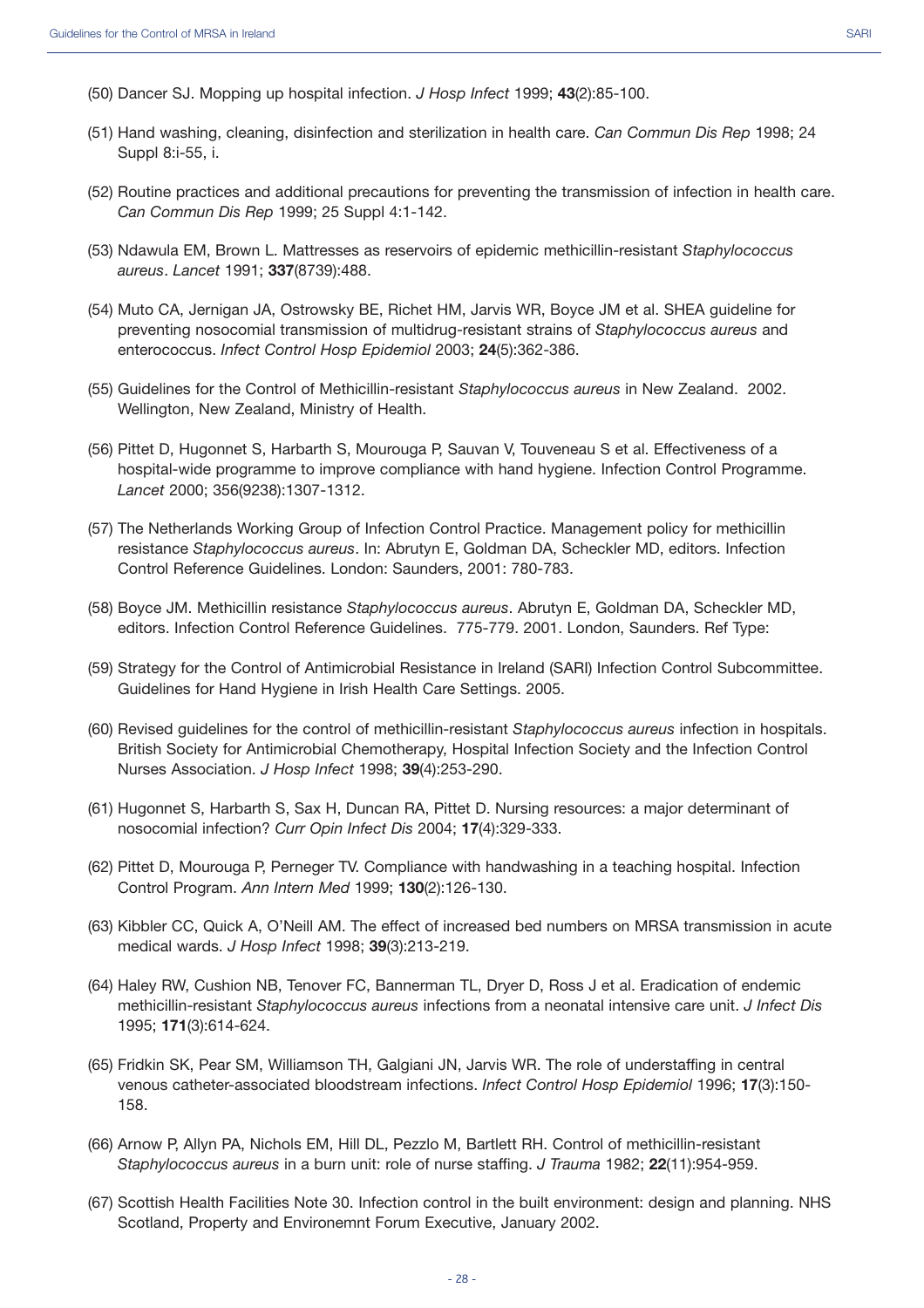(50) Dancer SJ. Mopping up hospital infection. *J Hosp Infect* 1999; **43**(2):85-100.

(51) Hand washing, cleaning, disinfection and sterilization in health care. *Can Commun Dis Rep* 1998; 24 Suppl 8:i-55, i.

(52) Routine practices and additional precautions for preventing the transmission of infection in health care. *Can Commun Dis Rep* 1999; 25 Suppl 4:1-142.

(53) Ndawula EM, Brown L. Mattresses as reservoirs of epidemic methicillin-resistant *Staphylococcus aureus*. *Lancet* 1991; **337**(8739):488.

(54) Muto CA, Jernigan JA, Ostrowsky BE, Richet HM, Jarvis WR, Boyce JM et al. SHEA guideline for preventing nosocomial transmission of multidrug-resistant strains of *Staphylococcus aureus* and enterococcus. *Infect Control Hosp Epidemiol* 2003; **24**(5):362-386.

(55) Guidelines for the Control of Methicillin-resistant *Staphylococcus aureus* in New Zealand. 2002. Wellington, New Zealand, Ministry of Health.

(56) Pittet D, Hugonnet S, Harbarth S, Mourouga P, Sauvan V, Touveneau S et al. Effectiveness of a hospital-wide programme to improve compliance with hand hygiene. Infection Control Programme. *Lancet* 2000; 356(9238):1307-1312.

(57) The Netherlands Working Group of Infection Control Practice. Management policy for methicillin resistance *Staphylococcus aureus*. In: Abrutyn E, Goldman DA, Scheckler MD, editors. Infection Control Reference Guidelines. London: Saunders, 2001: 780-783.

(58) Boyce JM. Methicillin resistance *Staphylococcus aureus*. Abrutyn E, Goldman DA, Scheckler MD, editors. Infection Control Reference Guidelines. 775-779. 2001. London, Saunders. Ref Type:

(59) Strategy for the Control of Antimicrobial Resistance in Ireland (SARI) Infection Control Subcommittee. Guidelines for Hand Hygiene in Irish Health Care Settings. 2005.

(60) Revised guidelines for the control of methicillin-resistant *Staphylococcus aureus* infection in hospitals. British Society for Antimicrobial Chemotherapy, Hospital Infection Society and the Infection Control Nurses Association. *J Hosp Infect* 1998; **39**(4):253-290.

(61) Hugonnet S, Harbarth S, Sax H, Duncan RA, Pittet D. Nursing resources: a major determinant of nosocomial infection? *Curr Opin Infect Dis* 2004; **17**(4):329-333.

(62) Pittet D, Mourouga P, Perneger TV. Compliance with handwashing in a teaching hospital. Infection Control Program. *Ann Intern Med* 1999; **130**(2):126-130.

(63) Kibbler CC, Quick A, O'Neill AM. The effect of increased bed numbers on MRSA transmission in acute medical wards. *J Hosp Infect* 1998; **39**(3):213-219.

(64) Haley RW, Cushion NB, Tenover FC, Bannerman TL, Dryer D, Ross J et al. Eradication of endemic methicillin-resistant *Staphylococcus aureus* infections from a neonatal intensive care unit. *J Infect Dis* 1995; **171**(3):614-624.

(65) Fridkin SK, Pear SM, Williamson TH, Galgiani JN, Jarvis WR. The role of understaffing in central venous catheter-associated bloodstream infections. *Infect Control Hosp Epidemiol* 1996; **17**(3):150-158.

(66) Arnow P, Allyn PA, Nichols EM, Hill DL, Pezzlo M, Bartlett RH. Control of methicillin-resistant *Staphylococcus aureus* in a burn unit: role of nurse staffing. *J Trauma* 1982; **22**(11):954-959.

(67) Scottish Health Facilities Note 30. Infection control in the built environment: design and planning. NHS Scotland, Property and Environemnt Forum Executive, January 2002.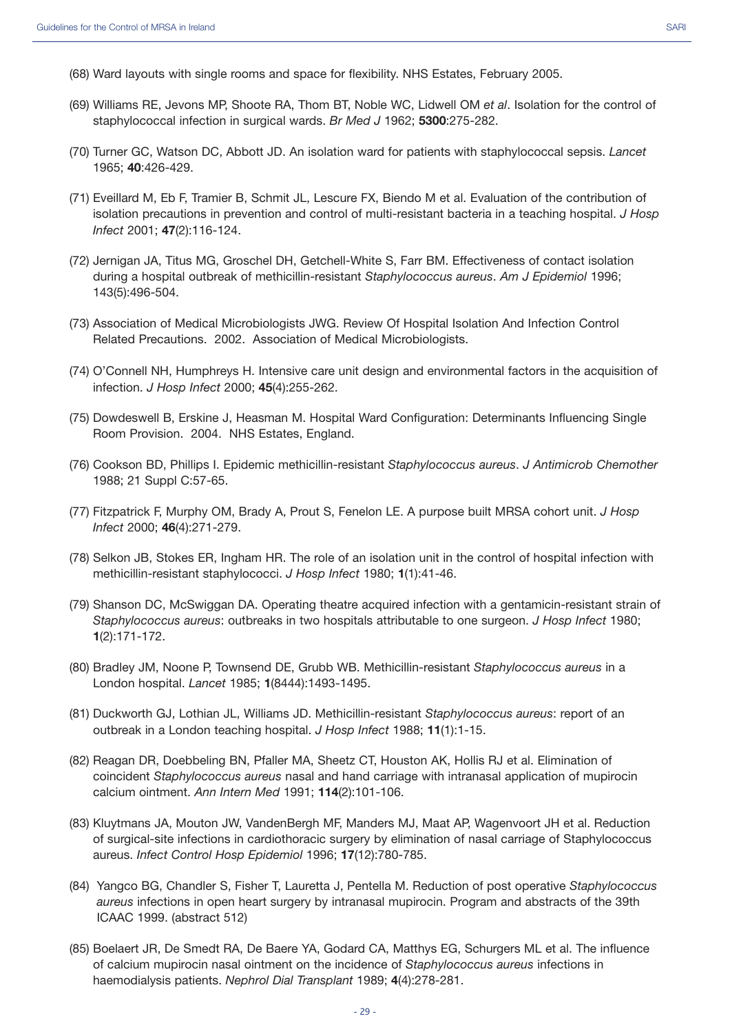(68) Ward layouts with single rooms and space for flexibility. NHS Estates, February 2005.

(69) Williams RE, Jevons MP, Shoote RA, Thom BT, Noble WC, Lidwell OM *et al*. Isolation for the control of staphylococcal infection in surgical wards. *Br Med J* 1962; **5300**:275-282.

(70) Turner GC, Watson DC, Abbott JD. An isolation ward for patients with staphylococcal sepsis. *Lancet* 1965; **40**:426-429.

(71) Eveillard M, Eb F, Tramier B, Schmit JL, Lescure FX, Biendo M et al. Evaluation of the contribution of isolation precautions in prevention and control of multi-resistant bacteria in a teaching hospital. *J Hosp Infect* 2001; **47**(2):116-124.

(72) Jernigan JA, Titus MG, Groschel DH, Getchell-White S, Farr BM. Effectiveness of contact isolation during a hospital outbreak of methicillin-resistant *Staphylococcus aureus*. *Am J Epidemiol* 1996; 143(5):496-504.

(73) Association of Medical Microbiologists JWG. Review Of Hospital Isolation And Infection Control Related Precautions. 2002. Association of Medical Microbiologists.

(74) O'Connell NH, Humphreys H. Intensive care unit design and environmental factors in the acquisition of infection. *J Hosp Infect* 2000; **45**(4):255-262.

(75) Dowdeswell B, Erskine J, Heasman M. Hospital Ward Configuration: Determinants Influencing Single Room Provision. 2004. NHS Estates, England.

(76) Cookson BD, Phillips I. Epidemic methicillin-resistant *Staphylococcus aureus*. *J Antimicrob Chemother* 1988; 21 Suppl C:57-65.

(77) Fitzpatrick F, Murphy OM, Brady A, Prout S, Fenelon LE. A purpose built MRSA cohort unit. *J Hosp Infect* 2000; **46**(4):271-279.

(78) Selkon JB, Stokes ER, Ingham HR. The role of an isolation unit in the control of hospital infection with methicillin-resistant staphylococci. *J Hosp Infect* 1980; **1**(1):41-46.

(79) Shanson DC, McSwiggan DA. Operating theatre acquired infection with a gentamicin-resistant strain of *Staphylococcus aureus*: outbreaks in two hospitals attributable to one surgeon. *J Hosp Infect* 1980; **1**(2):171-172.

(80) Bradley JM, Noone P, Townsend DE, Grubb WB. Methicillin-resistant *Staphylococcus aureus* in a London hospital. *Lancet* 1985; **1**(8444):1493-1495.

(81) Duckworth GJ, Lothian JL, Williams JD. Methicillin-resistant *Staphylococcus aureus*: report of an outbreak in a London teaching hospital. *J Hosp Infect* 1988; **11**(1):1-15.

(82) Reagan DR, Doebbeling BN, Pfaller MA, Sheetz CT, Houston AK, Hollis RJ et al. Elimination of coincident *Staphylococcus aureus* nasal and hand carriage with intranasal application of mupirocin calcium ointment. *Ann Intern Med* 1991; **114**(2):101-106.

(83) Kluytmans JA, Mouton JW, VandenBergh MF, Manders MJ, Maat AP, Wagenvoort JH et al. Reduction of surgical-site infections in cardiothoracic surgery by elimination of nasal carriage of Staphylococcus aureus. *Infect Control Hosp Epidemiol* 1996; **17**(12):780-785.

(84) Yangco BG, Chandler S, Fisher T, Lauretta J, Pentella M. Reduction of post operative *Staphylococcus aureus* infections in open heart surgery by intranasal mupirocin. Program and abstracts of the 39th ICAAC 1999. (abstract 512)

(85) Boelaert JR, De Smedt RA, De Baere YA, Godard CA, Matthys EG, Schurgers ML et al. The influence of calcium mupirocin nasal ointment on the incidence of *Staphylococcus aureus* infections in haemodialysis patients. *Nephrol Dial Transplant* 1989; **4**(4):278-281.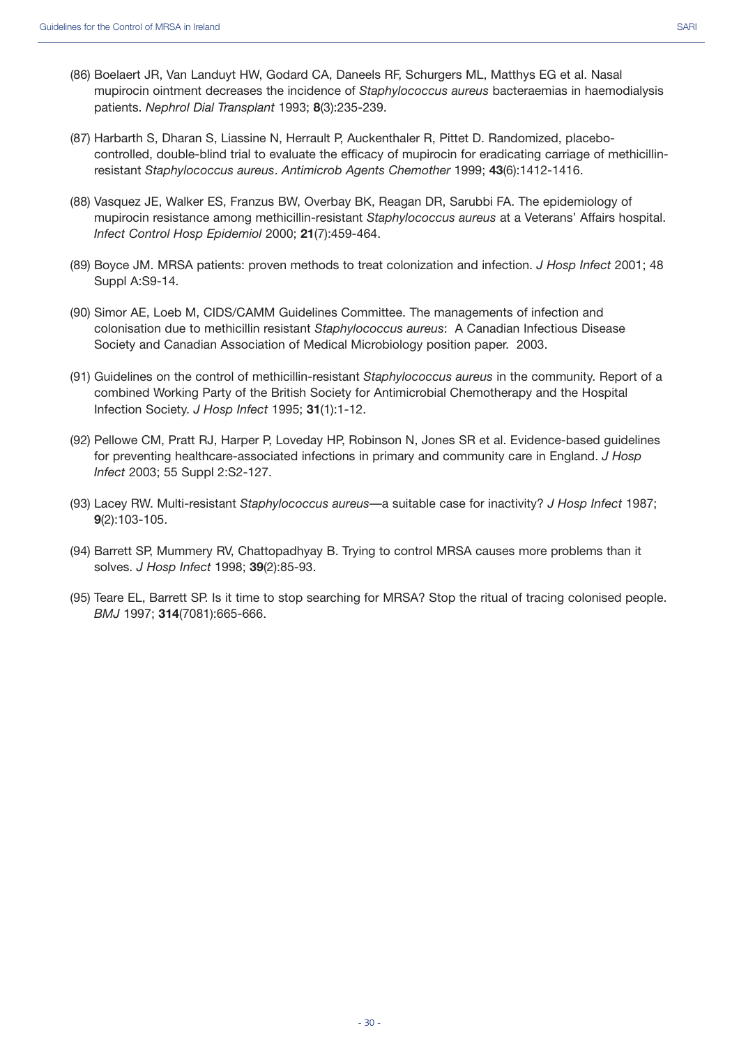(86) Boelaert JR, Van Landuyt HW, Godard CA, Daneels RF, Schurgers ML, Matthys EG et al. Nasal mupirocin ointment decreases the incidence of *Staphylococcus aureus* bacteraemias in haemodialysis patients. *Nephrol Dial Transplant* 1993; **8**(3):235-239.

(87) Harbarth S, Dharan S, Liassine N, Herrault P, Auckenthaler R, Pittet D. Randomized, placebo-controlled, double-blind trial to evaluate the efficacy of mupirocin for eradicating carriage of methicillin-resistant *Staphylococcus aureus*. *Antimicrob Agents Chemother* 1999; **43**(6):1412-1416.

(88) Vasquez JE, Walker ES, Franzus BW, Overbay BK, Reagan DR, Sarubbi FA. The epidemiology of mupirocin resistance among methicillin-resistant *Staphylococcus aureus* at a Veterans' Affairs hospital. *Infect Control Hosp Epidemiol* 2000; **21**(7):459-464.

(89) Boyce JM. MRSA patients: proven methods to treat colonization and infection. *J Hosp Infect* 2001; 48 Suppl A:S9-14.

(90) Simor AE, Loeb M, CIDS/CAMM Guidelines Committee. The managements of infection and colonisation due to methicillin resistant *Staphylococcus aureus*: A Canadian Infectious Disease Society and Canadian Association of Medical Microbiology position paper. 2003.

(91) Guidelines on the control of methicillin-resistant *Staphylococcus aureus* in the community. Report of a combined Working Party of the British Society for Antimicrobial Chemotherapy and the Hospital Infection Society. *J Hosp Infect* 1995; **31**(1):1-12.

(92) Pellowe CM, Pratt RJ, Harper P, Loveday HP, Robinson N, Jones SR et al. Evidence-based guidelines for preventing healthcare-associated infections in primary and community care in England. *J Hosp Infect* 2003; 55 Suppl 2:S2-127.

(93) Lacey RW. Multi-resistant *Staphylococcus aureus*—a suitable case for inactivity? *J Hosp Infect* 1987; **9**(2):103-105.

(94) Barrett SP, Mummery RV, Chattopadhyay B. Trying to control MRSA causes more problems than it solves. *J Hosp Infect* 1998; **39**(2):85-93.

(95) Teare EL, Barrett SP. Is it time to stop searching for MRSA? Stop the ritual of tracing colonised people. *BMJ* 1997; **314**(7081):665-666.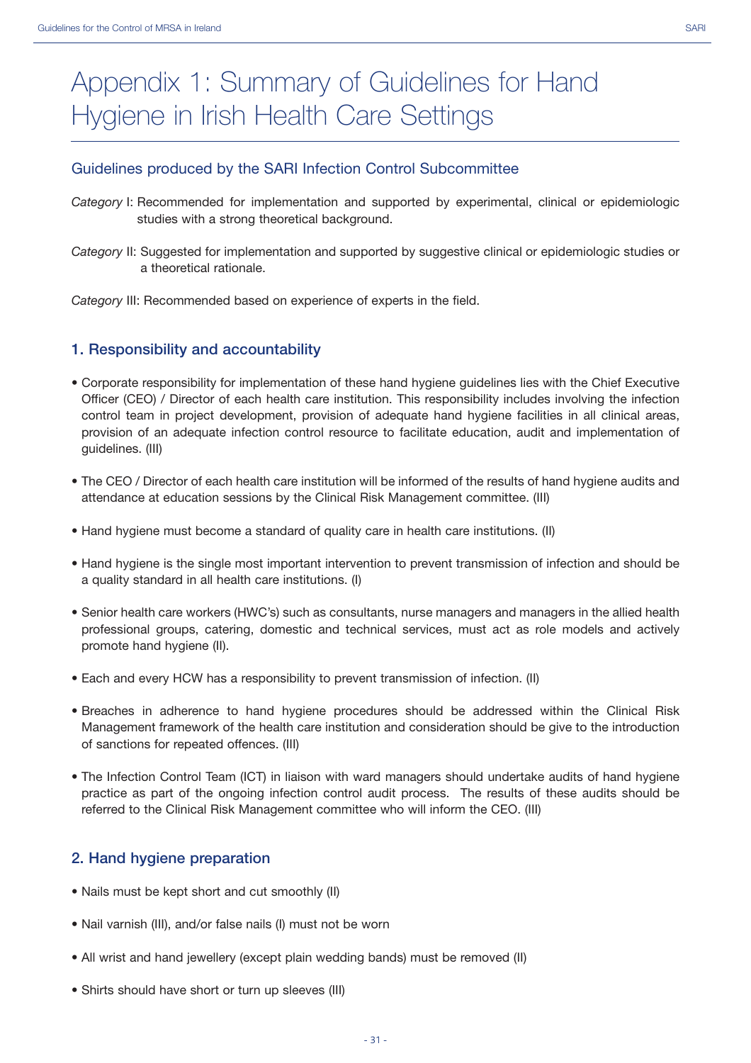# Appendix 1: Summary of Guidelines for Hand Hygiene in Irish Health Care Settings

## Guidelines produced by the SARI Infection Control Subcommittee

*Category* I: Recommended for implementation and supported by experimental, clinical or epidemiologic studies with a strong theoretical background.

*Category* II: Suggested for implementation and supported by suggestive clinical or epidemiologic studies or a theoretical rationale.

*Category* III: Recommended based on experience of experts in the field.

## 1. Responsibility and accountability

- Corporate responsibility for implementation of these hand hygiene guidelines lies with the Chief Executive Officer (CEO) / Director of each health care institution. This responsibility includes involving the infection control team in project development, provision of adequate hand hygiene facilities in all clinical areas, provision of an adequate infection control resource to facilitate education, audit and implementation of guidelines. (III)
- The CEO / Director of each health care institution will be informed of the results of hand hygiene audits and attendance at education sessions by the Clinical Risk Management committee. (III)
- Hand hygiene must become a standard of quality care in health care institutions. (II)
- Hand hygiene is the single most important intervention to prevent transmission of infection and should be a quality standard in all health care institutions. (I)
- Senior health care workers (HWC's) such as consultants, nurse managers and managers in the allied health professional groups, catering, domestic and technical services, must act as role models and actively promote hand hygiene (II).
- Each and every HCW has a responsibility to prevent transmission of infection. (II)
- Breaches in adherence to hand hygiene procedures should be addressed within the Clinical Risk Management framework of the health care institution and consideration should be give to the introduction of sanctions for repeated offences. (III)
- The Infection Control Team (ICT) in liaison with ward managers should undertake audits of hand hygiene practice as part of the ongoing infection control audit process. The results of these audits should be referred to the Clinical Risk Management committee who will inform the CEO. (III)

## 2. Hand hygiene preparation

- Nails must be kept short and cut smoothly (II)
- Nail varnish (III), and/or false nails (I) must not be worn
- All wrist and hand jewellery (except plain wedding bands) must be removed (II)
- Shirts should have short or turn up sleeves (III)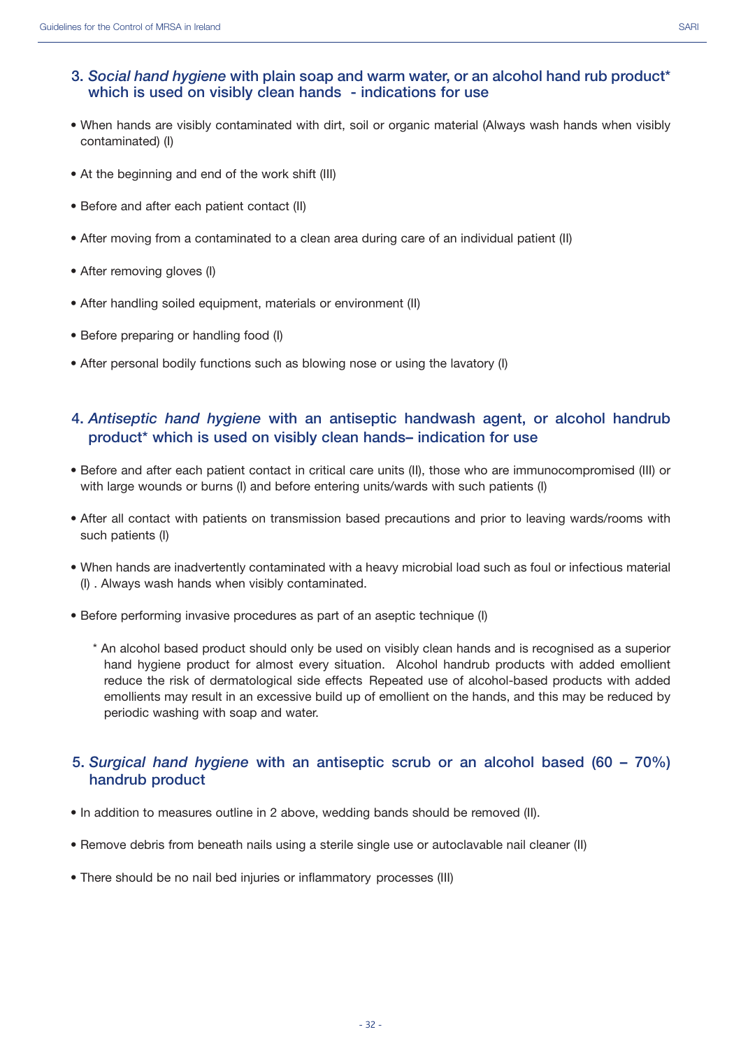### 3. *Social hand hygiene* with plain soap and warm water, or an alcohol hand rub product* which is used on visibly clean hands - indications for use

- When hands are visibly contaminated with dirt, soil or organic material (Always wash hands when visibly contaminated) (I)
- At the beginning and end of the work shift (III)
- Before and after each patient contact (II)
- After moving from a contaminated to a clean area during care of an individual patient (II)
- After removing gloves (I)
- After handling soiled equipment, materials or environment (II)
- Before preparing or handling food (I)
- After personal bodily functions such as blowing nose or using the lavatory (I)

### 4. *Antiseptic hand hygiene* with an antiseptic handwash agent, or alcohol handrub product* which is used on visibly clean hands– indication for use

- Before and after each patient contact in critical care units (II), those who are immunocompromised (III) or with large wounds or burns (I) and before entering units/wards with such patients (I)
- After all contact with patients on transmission based precautions and prior to leaving wards/rooms with such patients (I)
- When hands are inadvertently contaminated with a heavy microbial load such as foul or infectious material (I) . Always wash hands when visibly contaminated.
- Before performing invasive procedures as part of an aseptic technique (I)

  * An alcohol based product should only be used on visibly clean hands and is recognised as a superior hand hygiene product for almost every situation. Alcohol handrub products with added emollient reduce the risk of dermatological side effects Repeated use of alcohol-based products with added emollients may result in an excessive build up of emollient on the hands, and this may be reduced by periodic washing with soap and water.

### 5. *Surgical hand hygiene* with an antiseptic scrub or an alcohol based (60 – 70%) handrub product

- In addition to measures outline in 2 above, wedding bands should be removed (II).
- Remove debris from beneath nails using a sterile single use or autoclavable nail cleaner (II)
- There should be no nail bed injuries or inflammatory processes (III)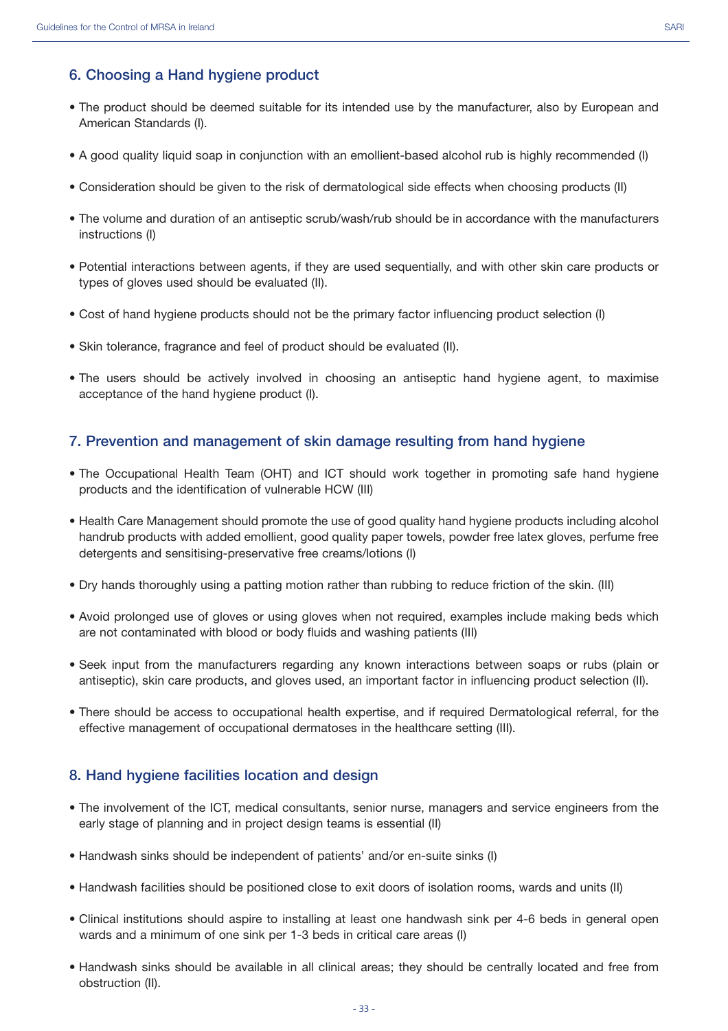## 6. Choosing a Hand hygiene product

- The product should be deemed suitable for its intended use by the manufacturer, also by European and American Standards (I).
- A good quality liquid soap in conjunction with an emollient-based alcohol rub is highly recommended (I)
- Consideration should be given to the risk of dermatological side effects when choosing products (II)
- The volume and duration of an antiseptic scrub/wash/rub should be in accordance with the manufacturers instructions (I)
- Potential interactions between agents, if they are used sequentially, and with other skin care products or types of gloves used should be evaluated (II).
- Cost of hand hygiene products should not be the primary factor influencing product selection (I)
- Skin tolerance, fragrance and feel of product should be evaluated (II).
- The users should be actively involved in choosing an antiseptic hand hygiene agent, to maximise acceptance of the hand hygiene product (I).

## 7. Prevention and management of skin damage resulting from hand hygiene

- The Occupational Health Team (OHT) and ICT should work together in promoting safe hand hygiene products and the identification of vulnerable HCW (III)
- Health Care Management should promote the use of good quality hand hygiene products including alcohol handrub products with added emollient, good quality paper towels, powder free latex gloves, perfume free detergents and sensitising-preservative free creams/lotions (I)
- Dry hands thoroughly using a patting motion rather than rubbing to reduce friction of the skin. (III)
- Avoid prolonged use of gloves or using gloves when not required, examples include making beds which are not contaminated with blood or body fluids and washing patients (III)
- Seek input from the manufacturers regarding any known interactions between soaps or rubs (plain or antiseptic), skin care products, and gloves used, an important factor in influencing product selection (II).
- There should be access to occupational health expertise, and if required Dermatological referral, for the effective management of occupational dermatoses in the healthcare setting (III).

## 8. Hand hygiene facilities location and design

- The involvement of the ICT, medical consultants, senior nurse, managers and service engineers from the early stage of planning and in project design teams is essential (II)
- Handwash sinks should be independent of patients' and/or en-suite sinks (I)
- Handwash facilities should be positioned close to exit doors of isolation rooms, wards and units (II)
- Clinical institutions should aspire to installing at least one handwash sink per 4-6 beds in general open wards and a minimum of one sink per 1-3 beds in critical care areas (I)
- Handwash sinks should be available in all clinical areas; they should be centrally located and free from obstruction (II).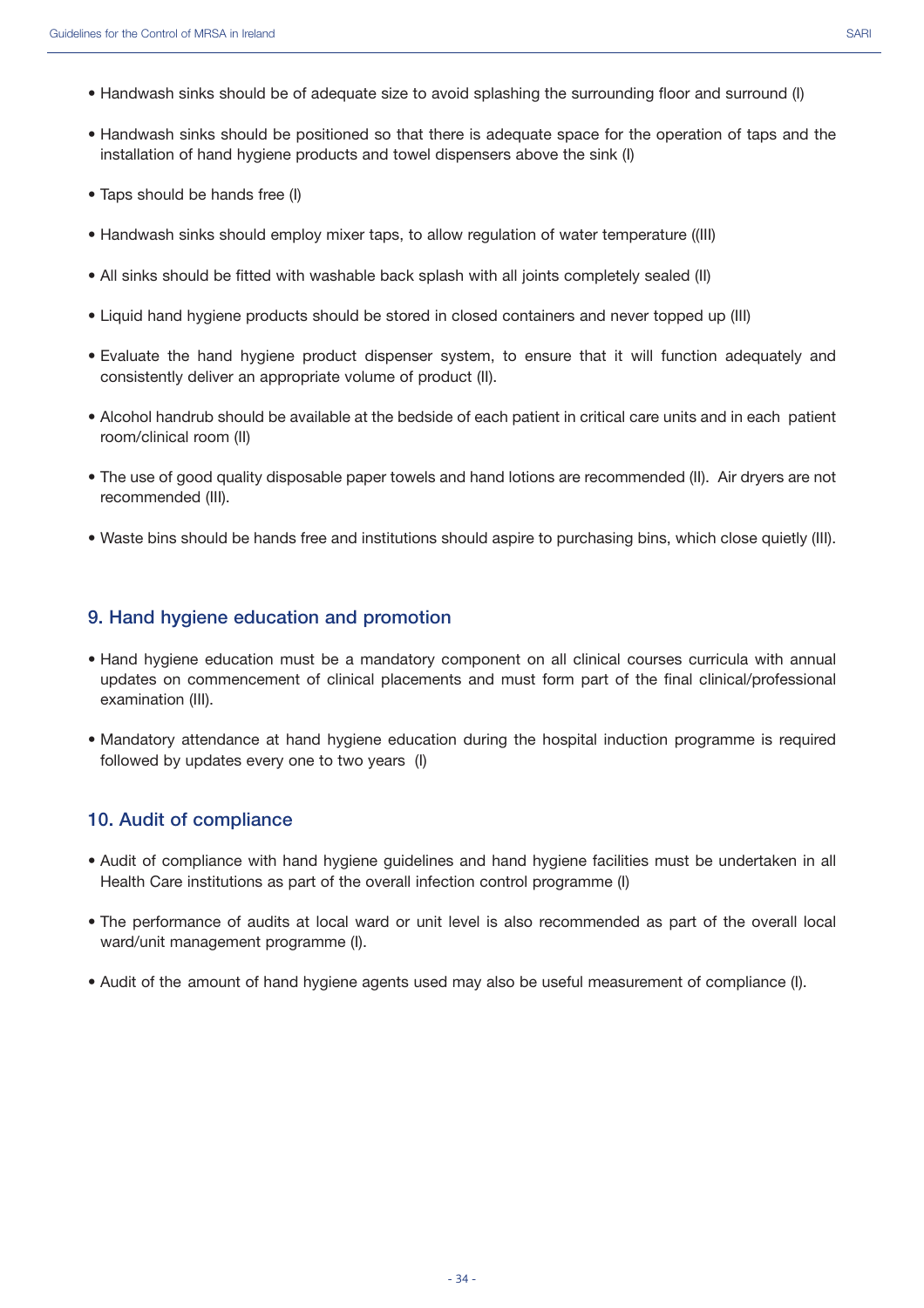- Handwash sinks should be of adequate size to avoid splashing the surrounding floor and surround (I)
- Handwash sinks should be positioned so that there is adequate space for the operation of taps and the installation of hand hygiene products and towel dispensers above the sink (I)
- Taps should be hands free (I)
- Handwash sinks should employ mixer taps, to allow regulation of water temperature ((III)
- All sinks should be fitted with washable back splash with all joints completely sealed (II)
- Liquid hand hygiene products should be stored in closed containers and never topped up (III)
- Evaluate the hand hygiene product dispenser system, to ensure that it will function adequately and consistently deliver an appropriate volume of product (II).
- Alcohol handrub should be available at the bedside of each patient in critical care units and in each patient room/clinical room (II)
- The use of good quality disposable paper towels and hand lotions are recommended (II). Air dryers are not recommended (III).
- Waste bins should be hands free and institutions should aspire to purchasing bins, which close quietly (III).

## 9. Hand hygiene education and promotion

- Hand hygiene education must be a mandatory component on all clinical courses curricula with annual updates on commencement of clinical placements and must form part of the final clinical/professional examination (III).
- Mandatory attendance at hand hygiene education during the hospital induction programme is required followed by updates every one to two years (I)

## 10. Audit of compliance

- Audit of compliance with hand hygiene guidelines and hand hygiene facilities must be undertaken in all Health Care institutions as part of the overall infection control programme (I)
- The performance of audits at local ward or unit level is also recommended as part of the overall local ward/unit management programme (I).
- Audit of the amount of hand hygiene agents used may also be useful measurement of compliance (I).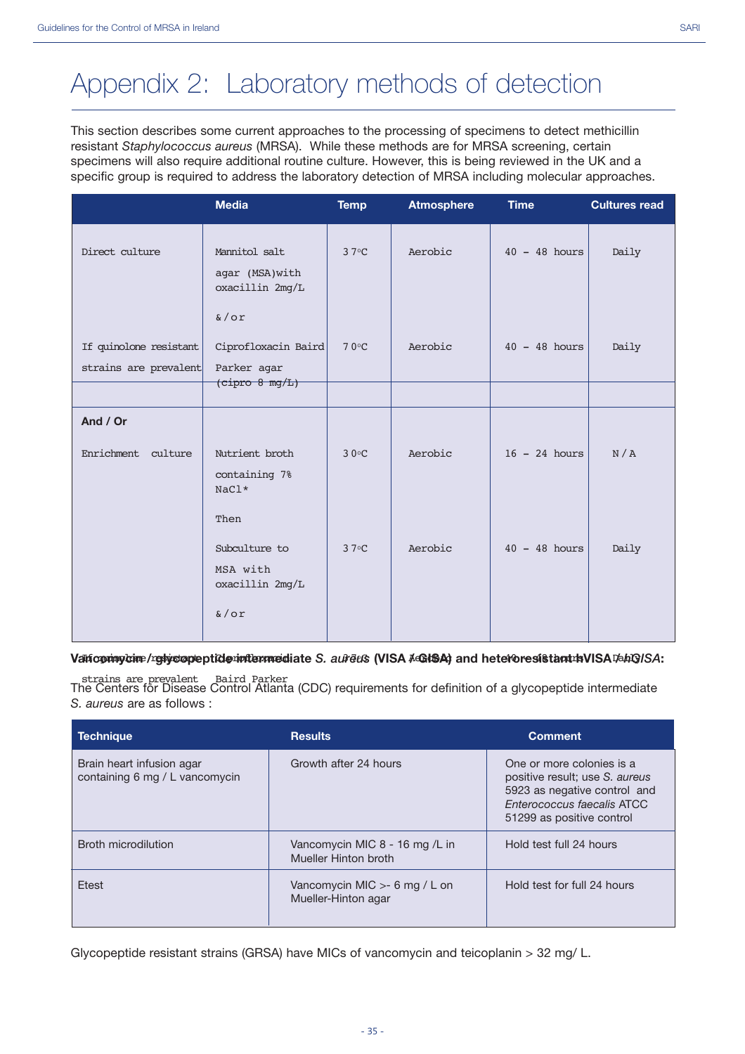# Appendix 2: Laboratory methods of detection

This section describes some current approaches to the processing of specimens to detect methicillin resistant *Staphylococcus aureus* (MRSA). While these methods are for MRSA screening, certain specimens will also require additional routine culture. However, this is being reviewed in the UK and a specific group is required to address the laboratory detection of MRSA including molecular approaches.

| | Media | Temp | Atmosphere | Time | Cultures read |
|---|---|---|---|---|---|
| Direct culture | Mannitol salt agar (MSA)with oxacillin 2mg/L &/or | 37°C | Aerobic | 40 - 48 hours | Daily |
| If quinolone resistant strains are prevalent | Ciprofloxacin Baird Parker agar (cipro 8 mg/L) | 70°C | Aerobic | 40 - 48 hours | Daily |
| **And / Or** | | | | | |
| Enrichment culture | Nutrient broth containing 7% NaCl* | 30°C | Aerobic | 16 - 24 hours | N/A |
| | Then | | | | |
| | Subculture to MSA with oxacillin 2mg/L &/or | 37°C | Aerobic | 40 - 48 hours | Daily |
| If quinolone resistant strains are prevalent | Ciprofloxacin Baird Parker | 37°C | Aerobic | 40 - 48 hours | Daily |

**Vancomycin / glycopeptide intermediate *S. aureus* (VISA / GISA) and heteroresistant hVISA / hGISA:**

The Centers for Disease Control Atlanta (CDC) requirements for definition of a glycopeptide intermediate *S. aureus* are as follows :

| Technique | Results | Comment |
|---|---|---|
| Brain heart infusion agar containing 6 mg / L vancomycin | Growth after 24 hours | One or more colonies is a positive result; use *S. aureus* 5923 as negative control and *Enterococcus faecalis* ATCC 51299 as positive control |
| Broth microdilution | Vancomycin MIC 8 - 16 mg /L in Mueller Hinton broth | Hold test full 24 hours |
| Etest | Vancomycin MIC >- 6 mg / L on Mueller-Hinton agar | Hold test for full 24 hours |

Glycopeptide resistant strains (GRSA) have MICs of vancomycin and teicoplanin > 32 mg/ L.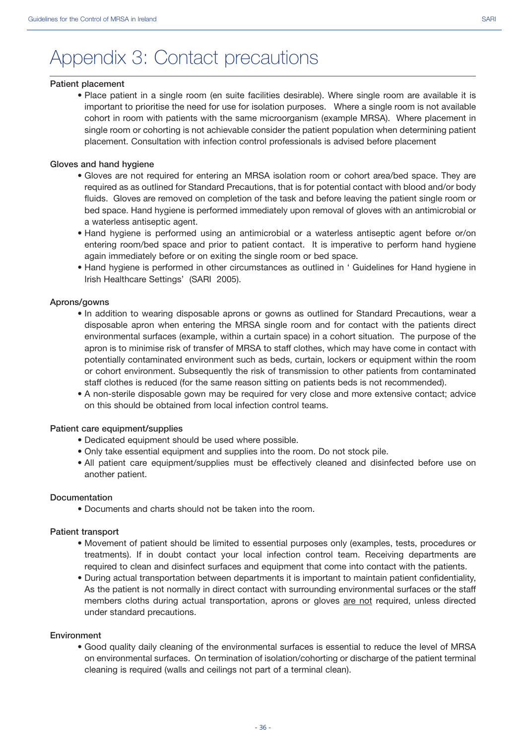# Appendix 3: Contact precautions

**Patient placement**

- Place patient in a single room (en suite facilities desirable). Where single room are available it is important to prioritise the need for use for isolation purposes. Where a single room is not available cohort in room with patients with the same microorganism (example MRSA). Where placement in single room or cohorting is not achievable consider the patient population when determining patient placement. Consultation with infection control professionals is advised before placement

**Gloves and hand hygiene**

- Gloves are not required for entering an MRSA isolation room or cohort area/bed space. They are required as as outlined for Standard Precautions, that is for potential contact with blood and/or body fluids. Gloves are removed on completion of the task and before leaving the patient single room or bed space. Hand hygiene is performed immediately upon removal of gloves with an antimicrobial or a waterless antiseptic agent.
- Hand hygiene is performed using an antimicrobial or a waterless antiseptic agent before or/on entering room/bed space and prior to patient contact. It is imperative to perform hand hygiene again immediately before or on exiting the single room or bed space.
- Hand hygiene is performed in other circumstances as outlined in ' Guidelines for Hand hygiene in Irish Healthcare Settings' (SARI 2005).

**Aprons/gowns**

- In addition to wearing disposable aprons or gowns as outlined for Standard Precautions, wear a disposable apron when entering the MRSA single room and for contact with the patients direct environmental surfaces (example, within a curtain space) in a cohort situation. The purpose of the apron is to minimise risk of transfer of MRSA to staff clothes, which may have come in contact with potentially contaminated environment such as beds, curtain, lockers or equipment within the room or cohort environment. Subsequently the risk of transmission to other patients from contaminated staff clothes is reduced (for the same reason sitting on patients beds is not recommended).
- A non-sterile disposable gown may be required for very close and more extensive contact; advice on this should be obtained from local infection control teams.

**Patient care equipment/supplies**

- Dedicated equipment should be used where possible.
- Only take essential equipment and supplies into the room. Do not stock pile.
- All patient care equipment/supplies must be effectively cleaned and disinfected before use on another patient.

**Documentation**

- Documents and charts should not be taken into the room.

**Patient transport**

- Movement of patient should be limited to essential purposes only (examples, tests, procedures or treatments). If in doubt contact your local infection control team. Receiving departments are required to clean and disinfect surfaces and equipment that come into contact with the patients.
- During actual transportation between departments it is important to maintain patient confidentiality, As the patient is not normally in direct contact with surrounding environmental surfaces or the staff members cloths during actual transportation, aprons or gloves <u>are not</u> required, unless directed under standard precautions.

**Environment**

- Good quality daily cleaning of the environmental surfaces is essential to reduce the level of MRSA on environmental surfaces. On termination of isolation/cohorting or discharge of the patient terminal cleaning is required (walls and ceilings not part of a terminal clean).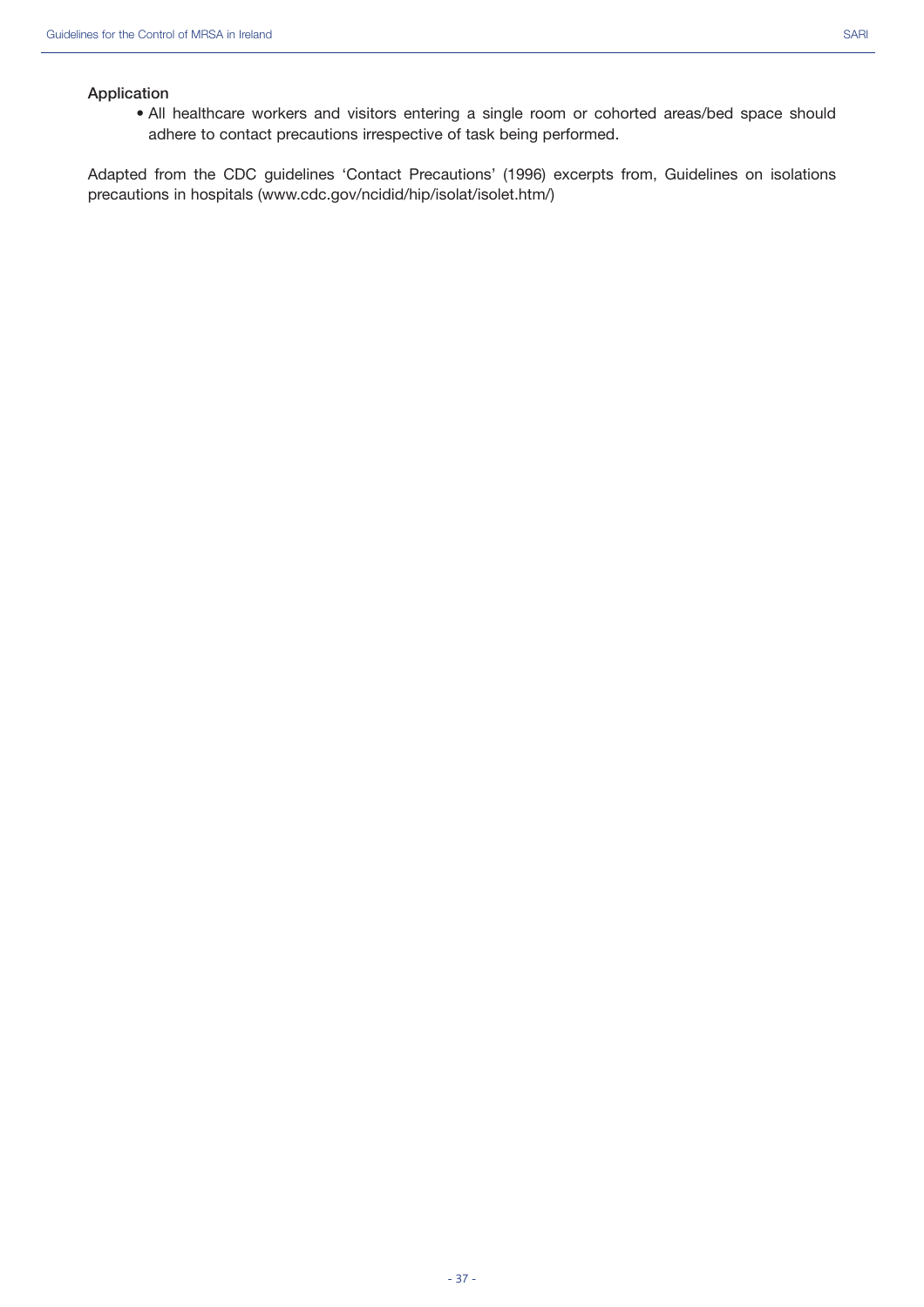### Application

- All healthcare workers and visitors entering a single room or cohorted areas/bed space should adhere to contact precautions irrespective of task being performed.

Adapted from the CDC guidelines 'Contact Precautions' (1996) excerpts from, Guidelines on isolations precautions in hospitals (www.cdc.gov/ncidid/hip/isolat/isolet.htm/)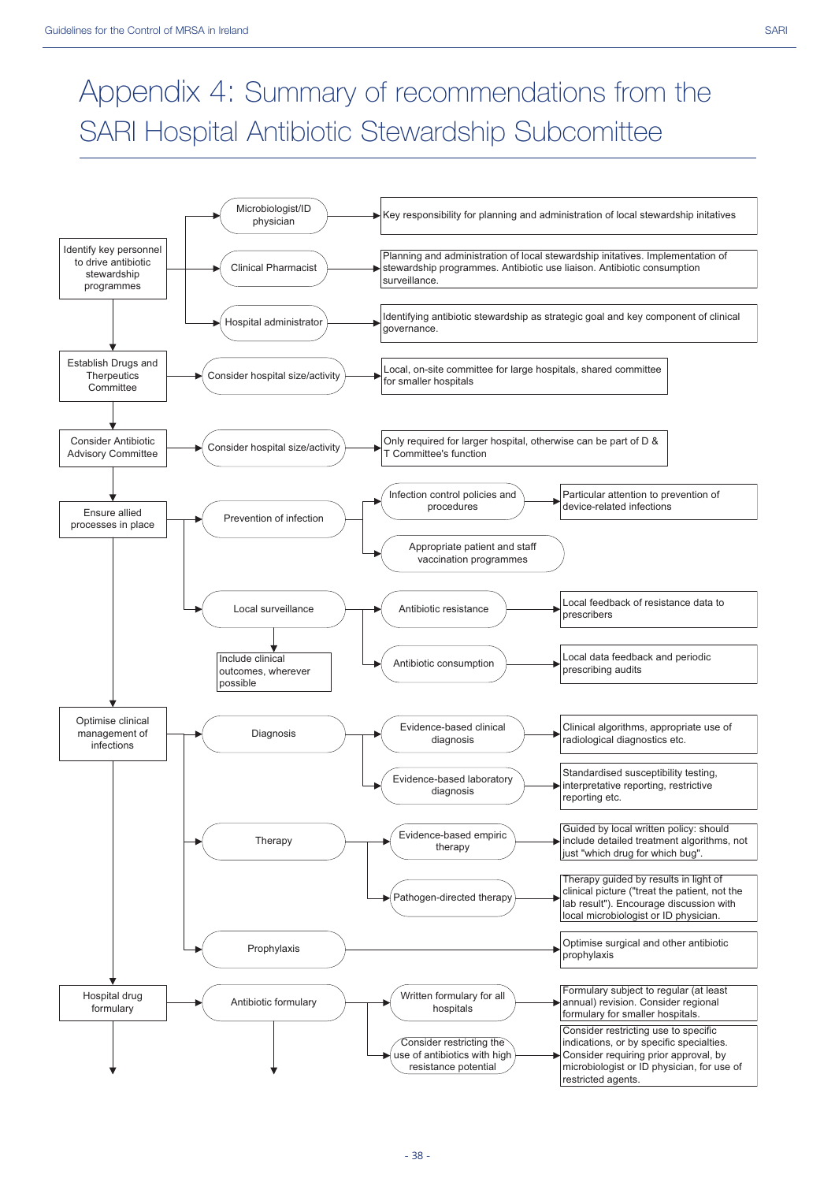# Appendix 4: Summary of recommendations from the SARI Hospital Antibiotic Stewardship Subcomittee

- **Identify key personnel to drive antibiotic stewardship programmes**
  - Microbiologist/ID physician → Key responsibility for planning and administration of local stewardship initatives
  - Clinical Pharmacist → Planning and administration of local stewardship initatives. Implementation of stewardship programmes. Antibiotic use liaison. Antibiotic consumption surveillance.
  - Hospital administrator → Identifying antibiotic stewardship as strategic goal and key component of clinical governance.
- **Establish Drugs and Therpeutics Committee**
  - Consider hospital size/activity → Local, on-site committee for large hospitals, shared committee for smaller hospitals
- **Consider Antibiotic Advisory Committee**
  - Consider hospital size/activity → Only required for larger hospital, otherwise can be part of D & T Committee's function
- **Ensure allied processes in place**
  - Prevention of infection
    - Infection control policies and procedures → Particular attention to prevention of device-related infections
    - Appropriate patient and staff vaccination programmes
  - Local surveillance
    - Include clinical outcomes, wherever possible
    - Antibiotic resistance → Local feedback of resistance data to prescribers
    - Antibiotic consumption → Local data feedback and periodic prescribing audits
- **Optimise clinical management of infections**
  - Diagnosis
    - Evidence-based clinical diagnosis → Clinical algorithms, appropriate use of radiological diagnostics etc.
    - Evidence-based laboratory diagnosis → Standardised susceptibility testing, interpretative reporting, restrictive reporting etc.
  - Therapy
    - Evidence-based empiric therapy → Guided by local written policy: should include detailed treatment algorithms, not just "which drug for which bug".
    - Pathogen-directed therapy → Therapy guided by results in light of clinical picture ("treat the patient, not the lab result"). Encourage discussion with local microbiologist or ID physician.
  - Prophylaxis → Optimise surgical and other antibiotic prophylaxis
- **Hospital drug formulary**
  - Antibiotic formulary
    - Written formulary for all hospitals → Formulary subject to regular (at least annual) revision. Consider regional formulary for smaller hospitals.
    - Consider restricting the use of antibiotics with high resistance potential → Consider restricting use to specific indications, or by specific specialties. Consider requiring prior approval, by microbiologist or ID physician, for use of restricted agents.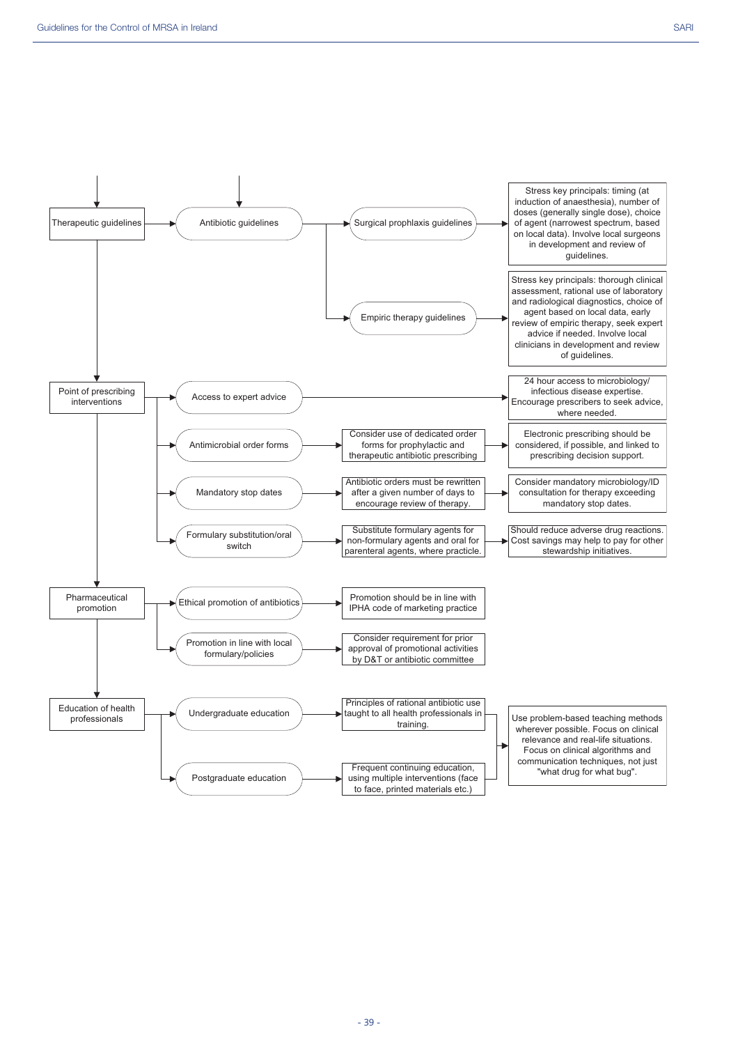- **Therapeutic guidelines** → Antibiotic guidelines
  - → Surgical prophylaxis guidelines → Stress key principals: timing (at induction of anaesthesia), number of doses (generally single dose), choice of agent (narrowest spectrum, based on local data). Involve local surgeons in development and review of guidelines.
  - → Empiric therapy guidelines → Stress key principals: thorough clinical assessment, rational use of laboratory and radiological diagnostics, choice of agent based on local data, early review of empiric therapy, seek expert advice if needed. Involve local clinicians in development and review of guidelines.

- **Point of prescribing interventions**
  - → Access to expert advice → 24 hour access to microbiology/ infectious disease expertise. Encourage prescribers to seek advice, where needed.
  - → Antimicrobial order forms → Consider use of dedicated order forms for prophylactic and therapeutic antibiotic prescribing → Electronic prescribing should be considered, if possible, and linked to prescribing decision support.
  - → Mandatory stop dates → Antibiotic orders must be rewritten after a given number of days to encourage review of therapy. → Consider mandatory microbiology/ID consultation for therapy exceeding mandatory stop dates.
  - → Formulary substitution/oral switch → Substitute formulary agents for non-formulary agents and oral for parenteral agents, where practicle. → Should reduce adverse drug reactions. Cost savings may help to pay for other stewardship initiatives.

- **Pharmaceutical promotion**
  - → Ethical promotion of antibiotics → Promotion should be in line with IPHA code of marketing practice
  - → Promotion in line with local formulary/policies → Consider requirement for prior approval of promotional activities by D&T or antibiotic committee

- **Education of health professionals**
  - → Undergraduate education → Principles of rational antibiotic use taught to all health professionals in training.
  - → Postgraduate education → Frequent continuing education, using multiple interventions (face to face, printed materials etc.)
  - Both → Use problem-based teaching methods wherever possible. Focus on clinical relevance and real-life situations. Focus on clinical algorithms and communication techniques, not just "what drug for what bug".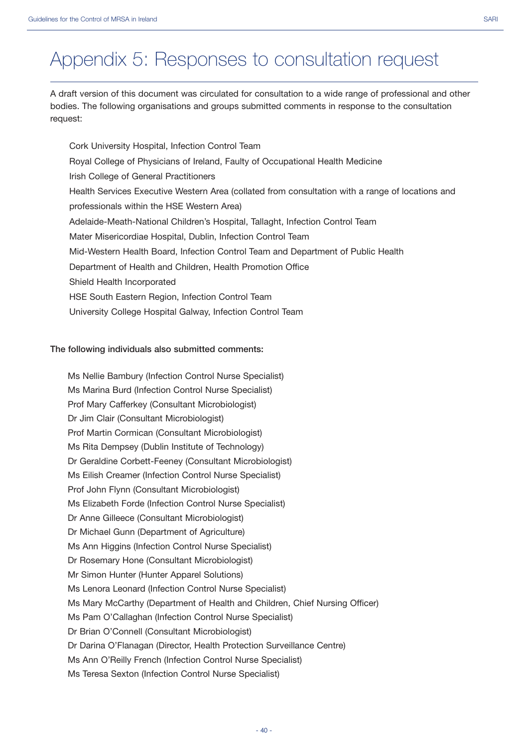# Appendix 5: Responses to consultation request

A draft version of this document was circulated for consultation to a wide range of professional and other bodies. The following organisations and groups submitted comments in response to the consultation request:

Cork University Hospital, Infection Control Team
Royal College of Physicians of Ireland, Faulty of Occupational Health Medicine
Irish College of General Practitioners
Health Services Executive Western Area (collated from consultation with a range of locations and professionals within the HSE Western Area)
Adelaide-Meath-National Children's Hospital, Tallaght, Infection Control Team
Mater Misericordiae Hospital, Dublin, Infection Control Team
Mid-Western Health Board, Infection Control Team and Department of Public Health
Department of Health and Children, Health Promotion Office
Shield Health Incorporated
HSE South Eastern Region, Infection Control Team
University College Hospital Galway, Infection Control Team

**The following individuals also submitted comments:**

Ms Nellie Bambury (Infection Control Nurse Specialist)
Ms Marina Burd (Infection Control Nurse Specialist)
Prof Mary Cafferkey (Consultant Microbiologist)
Dr Jim Clair (Consultant Microbiologist)
Prof Martin Cormican (Consultant Microbiologist)
Ms Rita Dempsey (Dublin Institute of Technology)
Dr Geraldine Corbett-Feeney (Consultant Microbiologist)
Ms Eilish Creamer (Infection Control Nurse Specialist)
Prof John Flynn (Consultant Microbiologist)
Ms Elizabeth Forde (Infection Control Nurse Specialist)
Dr Anne Gilleece (Consultant Microbiologist)
Dr Michael Gunn (Department of Agriculture)
Ms Ann Higgins (Infection Control Nurse Specialist)
Dr Rosemary Hone (Consultant Microbiologist)
Mr Simon Hunter (Hunter Apparel Solutions)
Ms Lenora Leonard (Infection Control Nurse Specialist)
Ms Mary McCarthy (Department of Health and Children, Chief Nursing Officer)
Ms Pam O'Callaghan (Infection Control Nurse Specialist)
Dr Brian O'Connell (Consultant Microbiologist)
Dr Darina O'Flanagan (Director, Health Protection Surveillance Centre)
Ms Ann O'Reilly French (Infection Control Nurse Specialist)
Ms Teresa Sexton (Infection Control Nurse Specialist)